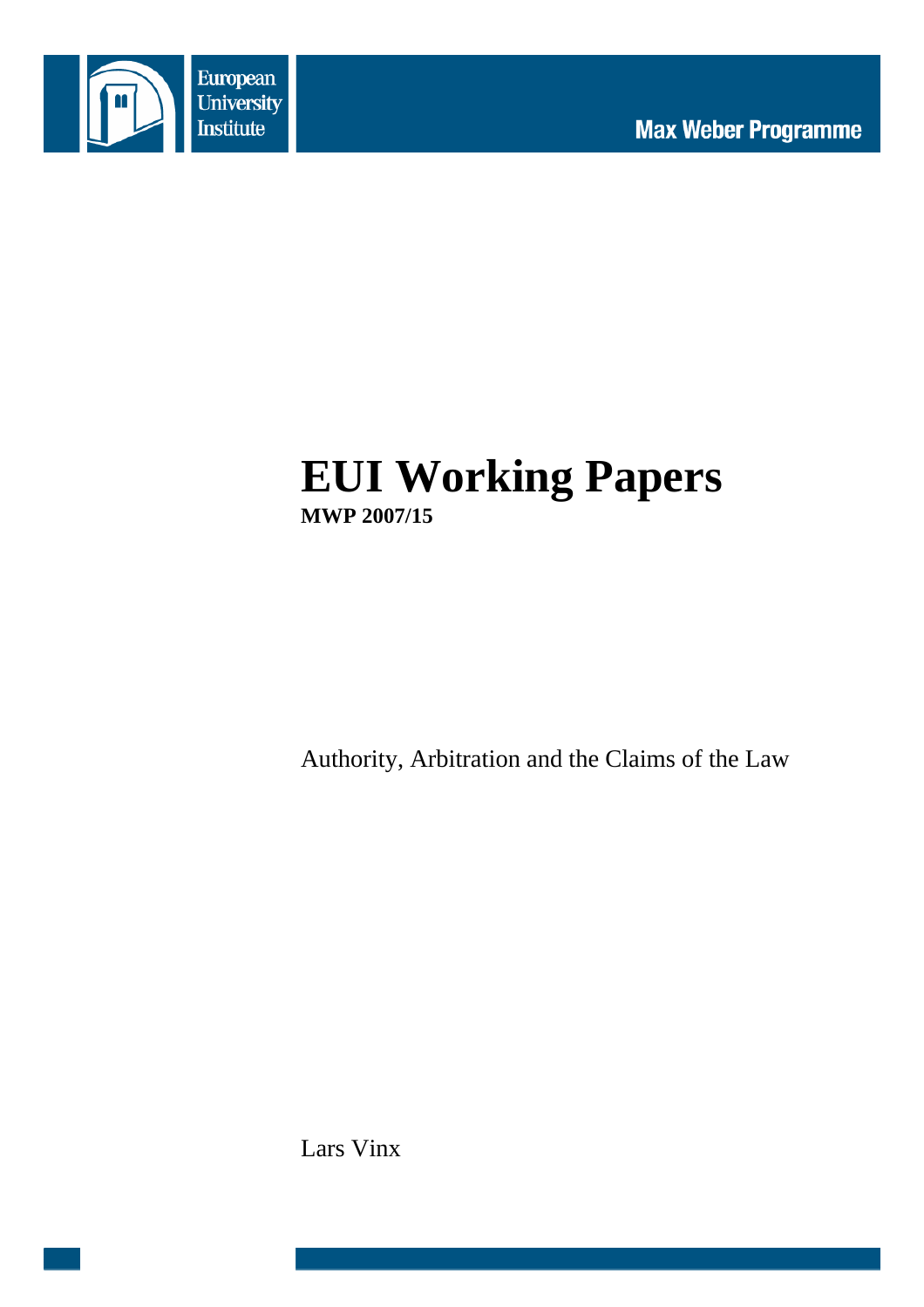European University Institute

Max Weber Programme

# EUI Working Papers

**MWP 2007/15**

Authority, Arbitration and the Claims of the Law

Lars Vinx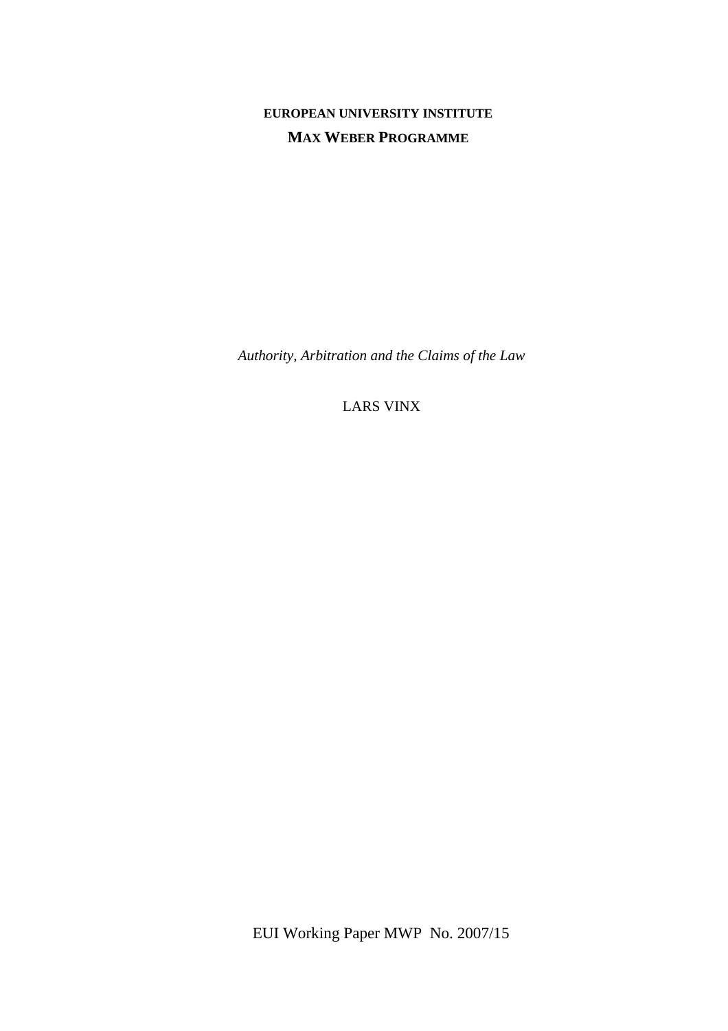**EUROPEAN UNIVERSITY INSTITUTE**

**MAX WEBER PROGRAMME**

*Authority, Arbitration and the Claims of the Law*

LARS VINX

EUI Working Paper MWP No. 2007/15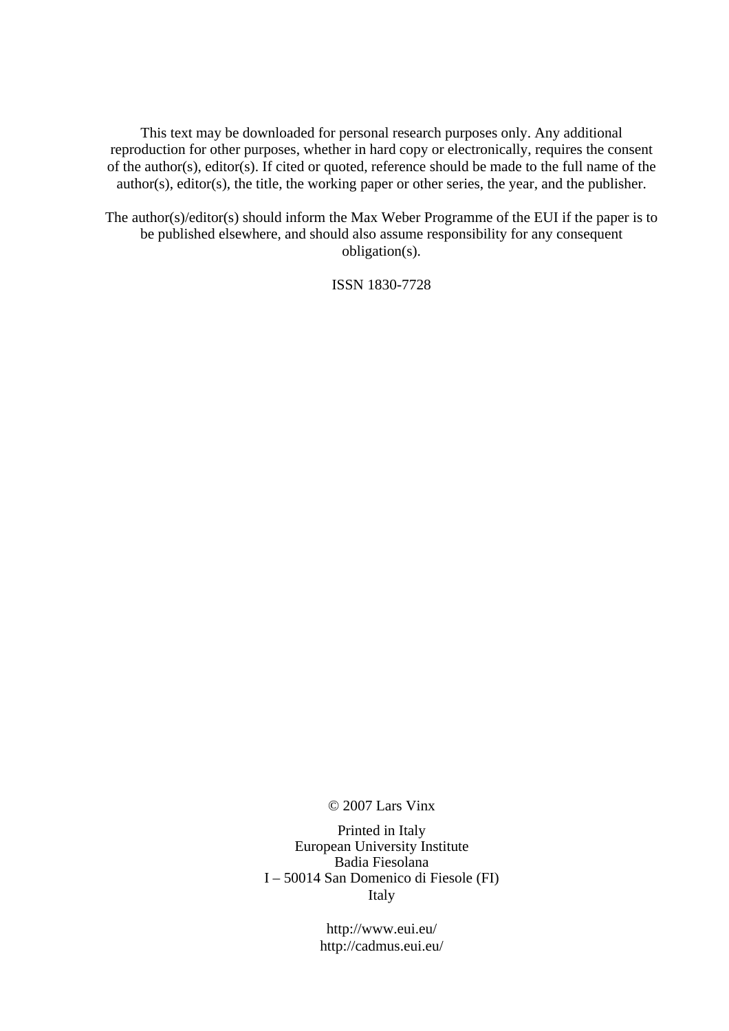This text may be downloaded for personal research purposes only. Any additional reproduction for other purposes, whether in hard copy or electronically, requires the consent of the author(s), editor(s). If cited or quoted, reference should be made to the full name of the author(s), editor(s), the title, the working paper or other series, the year, and the publisher.

The author(s)/editor(s) should inform the Max Weber Programme of the EUI if the paper is to be published elsewhere, and should also assume responsibility for any consequent obligation(s).

ISSN 1830-7728

© 2007 Lars Vinx

Printed in Italy
European University Institute
Badia Fiesolana
I – 50014 San Domenico di Fiesole (FI)
Italy

http://www.eui.eu/
http://cadmus.eui.eu/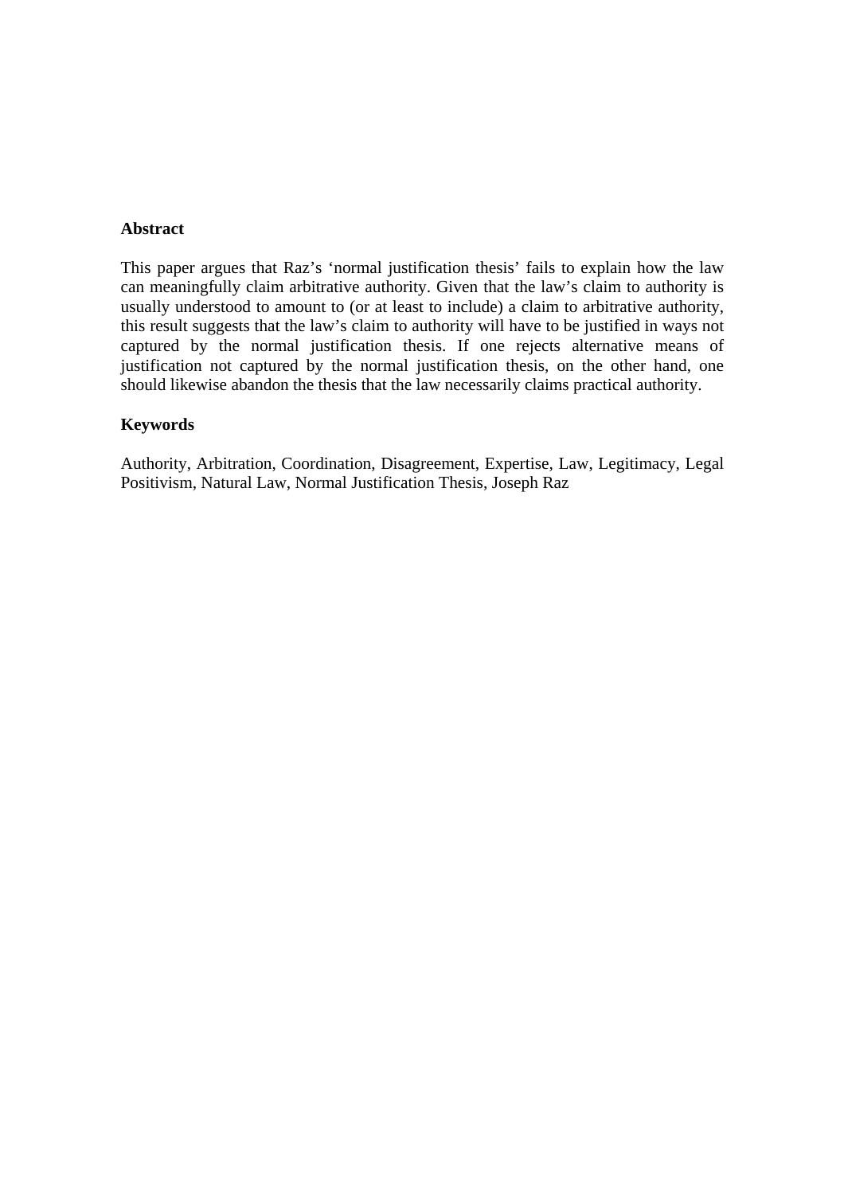**Abstract**

This paper argues that Raz's 'normal justification thesis' fails to explain how the law can meaningfully claim arbitrative authority. Given that the law's claim to authority is usually understood to amount to (or at least to include) a claim to arbitrative authority, this result suggests that the law's claim to authority will have to be justified in ways not captured by the normal justification thesis. If one rejects alternative means of justification not captured by the normal justification thesis, on the other hand, one should likewise abandon the thesis that the law necessarily claims practical authority.

**Keywords**

Authority, Arbitration, Coordination, Disagreement, Expertise, Law, Legitimacy, Legal Positivism, Natural Law, Normal Justification Thesis, Joseph Raz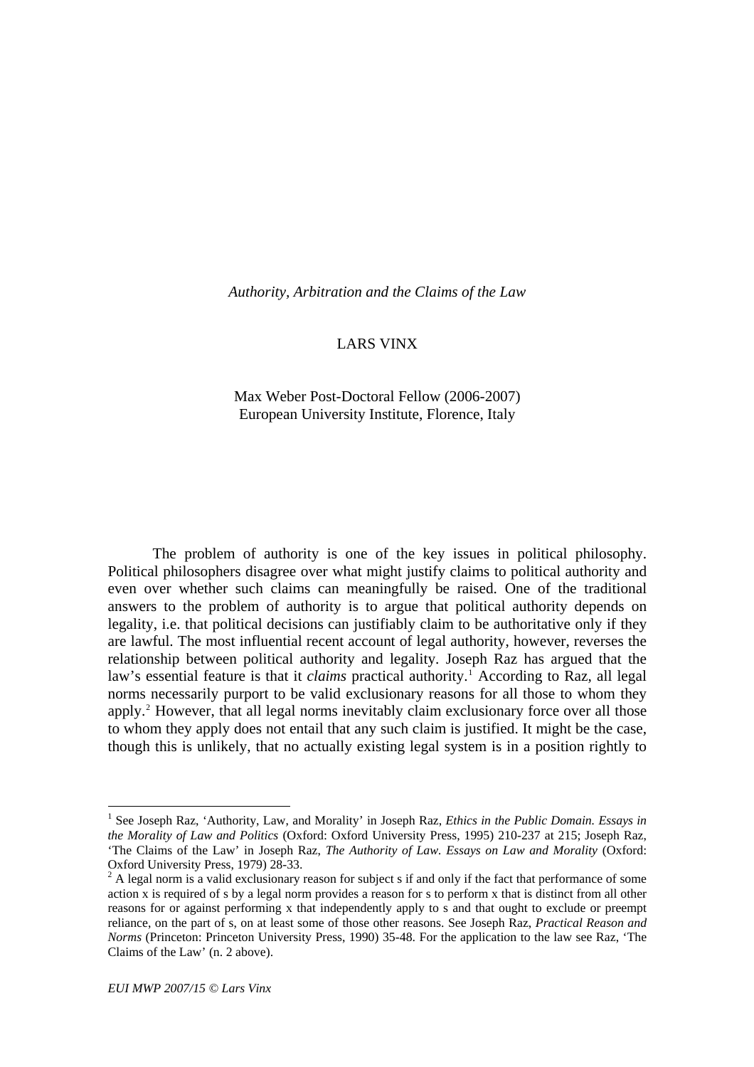*Authority, Arbitration and the Claims of the Law*

LARS VINX

Max Weber Post-Doctoral Fellow (2006-2007)
European University Institute, Florence, Italy

The problem of authority is one of the key issues in political philosophy. Political philosophers disagree over what might justify claims to political authority and even over whether such claims can meaningfully be raised. One of the traditional answers to the problem of authority is to argue that political authority depends on legality, i.e. that political decisions can justifiably claim to be authoritative only if they are lawful. The most influential recent account of legal authority, however, reverses the relationship between political authority and legality. Joseph Raz has argued that the law's essential feature is that it *claims* practical authority.[1] According to Raz, all legal norms necessarily purport to be valid exclusionary reasons for all those to whom they apply.[2] However, that all legal norms inevitably claim exclusionary force over all those to whom they apply does not entail that any such claim is justified. It might be the case, though this is unlikely, that no actually existing legal system is in a position rightly to

[1] See Joseph Raz, 'Authority, Law, and Morality' in Joseph Raz, *Ethics in the Public Domain. Essays in the Morality of Law and Politics* (Oxford: Oxford University Press, 1995) 210-237 at 215; Joseph Raz, 'The Claims of the Law' in Joseph Raz, *The Authority of Law. Essays on Law and Morality* (Oxford: Oxford University Press, 1979) 28-33.

[2] A legal norm is a valid exclusionary reason for subject s if and only if the fact that performance of some action x is required of s by a legal norm provides a reason for s to perform x that is distinct from all other reasons for or against performing x that independently apply to s and that ought to exclude or preempt reliance, on the part of s, on at least some of those other reasons. See Joseph Raz, *Practical Reason and Norms* (Princeton: Princeton University Press, 1990) 35-48. For the application to the law see Raz, 'The Claims of the Law' (n. 2 above).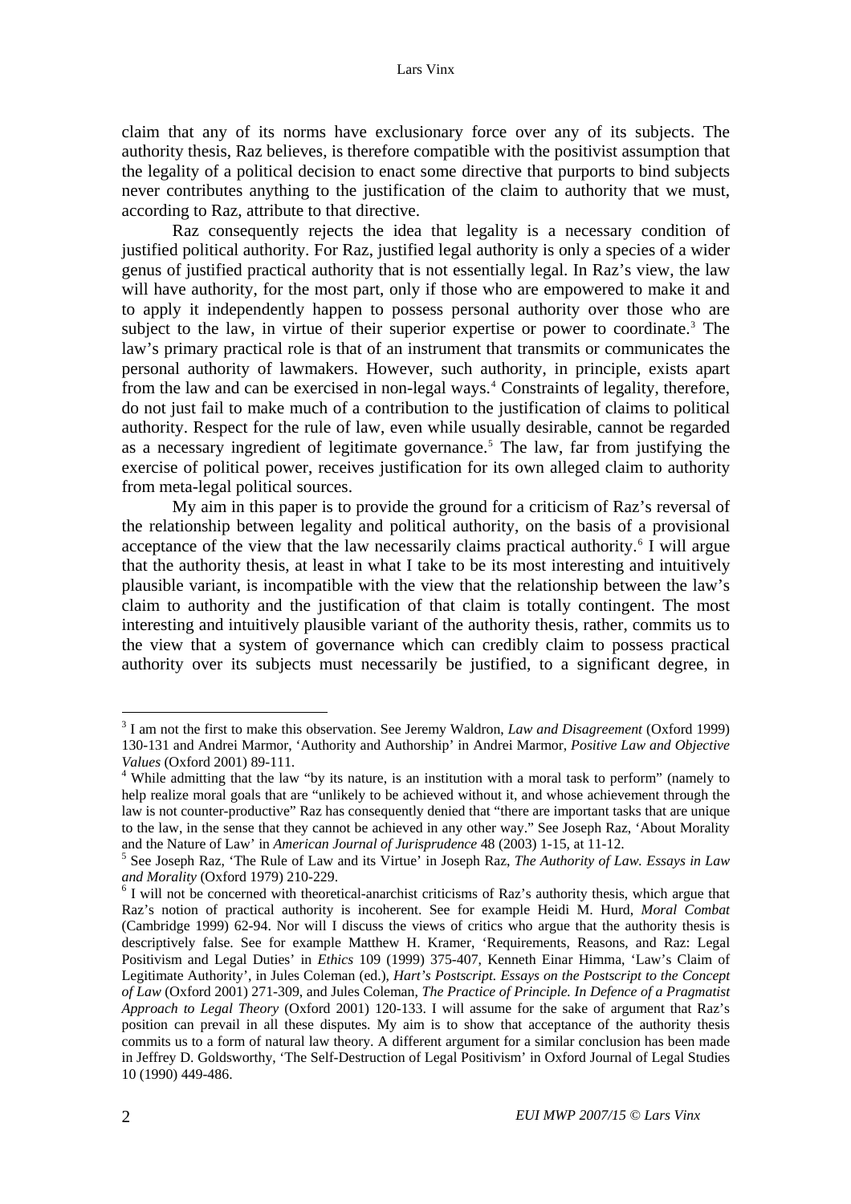claim that any of its norms have exclusionary force over any of its subjects. The authority thesis, Raz believes, is therefore compatible with the positivist assumption that the legality of a political decision to enact some directive that purports to bind subjects never contributes anything to the justification of the claim to authority that we must, according to Raz, attribute to that directive.

Raz consequently rejects the idea that legality is a necessary condition of justified political authority. For Raz, justified legal authority is only a species of a wider genus of justified practical authority that is not essentially legal. In Raz's view, the law will have authority, for the most part, only if those who are empowered to make it and to apply it independently happen to possess personal authority over those who are subject to the law, in virtue of their superior expertise or power to coordinate.[3] The law's primary practical role is that of an instrument that transmits or communicates the personal authority of lawmakers. However, such authority, in principle, exists apart from the law and can be exercised in non-legal ways.[4] Constraints of legality, therefore, do not just fail to make much of a contribution to the justification of claims to political authority. Respect for the rule of law, even while usually desirable, cannot be regarded as a necessary ingredient of legitimate governance.[5] The law, far from justifying the exercise of political power, receives justification for its own alleged claim to authority from meta-legal political sources.

My aim in this paper is to provide the ground for a criticism of Raz's reversal of the relationship between legality and political authority, on the basis of a provisional acceptance of the view that the law necessarily claims practical authority.[6] I will argue that the authority thesis, at least in what I take to be its most interesting and intuitively plausible variant, is incompatible with the view that the relationship between the law's claim to authority and the justification of that claim is totally contingent. The most interesting and intuitively plausible variant of the authority thesis, rather, commits us to the view that a system of governance which can credibly claim to possess practical authority over its subjects must necessarily be justified, to a significant degree, in

---

[3] I am not the first to make this observation. See Jeremy Waldron, *Law and Disagreement* (Oxford 1999) 130-131 and Andrei Marmor, 'Authority and Authorship' in Andrei Marmor, *Positive Law and Objective Values* (Oxford 2001) 89-111.

[4] While admitting that the law "by its nature, is an institution with a moral task to perform" (namely to help realize moral goals that are "unlikely to be achieved without it, and whose achievement through the law is not counter-productive" Raz has consequently denied that "there are important tasks that are unique to the law, in the sense that they cannot be achieved in any other way." See Joseph Raz, 'About Morality and the Nature of Law' in *American Journal of Jurisprudence* 48 (2003) 1-15, at 11-12.

[5] See Joseph Raz, 'The Rule of Law and its Virtue' in Joseph Raz, *The Authority of Law. Essays in Law and Morality* (Oxford 1979) 210-229.

[6] I will not be concerned with theoretical-anarchist criticisms of Raz's authority thesis, which argue that Raz's notion of practical authority is incoherent. See for example Heidi M. Hurd, *Moral Combat* (Cambridge 1999) 62-94. Nor will I discuss the views of critics who argue that the authority thesis is descriptively false. See for example Matthew H. Kramer, 'Requirements, Reasons, and Raz: Legal Positivism and Legal Duties' in *Ethics* 109 (1999) 375-407, Kenneth Einar Himma, 'Law's Claim of Legitimate Authority', in Jules Coleman (ed.), *Hart's Postscript. Essays on the Postscript to the Concept of Law* (Oxford 2001) 271-309, and Jules Coleman, *The Practice of Principle. In Defence of a Pragmatist Approach to Legal Theory* (Oxford 2001) 120-133. I will assume for the sake of argument that Raz's position can prevail in all these disputes. My aim is to show that acceptance of the authority thesis commits us to a form of natural law theory. A different argument for a similar conclusion has been made in Jeffrey D. Goldsworthy, 'The Self-Destruction of Legal Positivism' in Oxford Journal of Legal Studies 10 (1990) 449-486.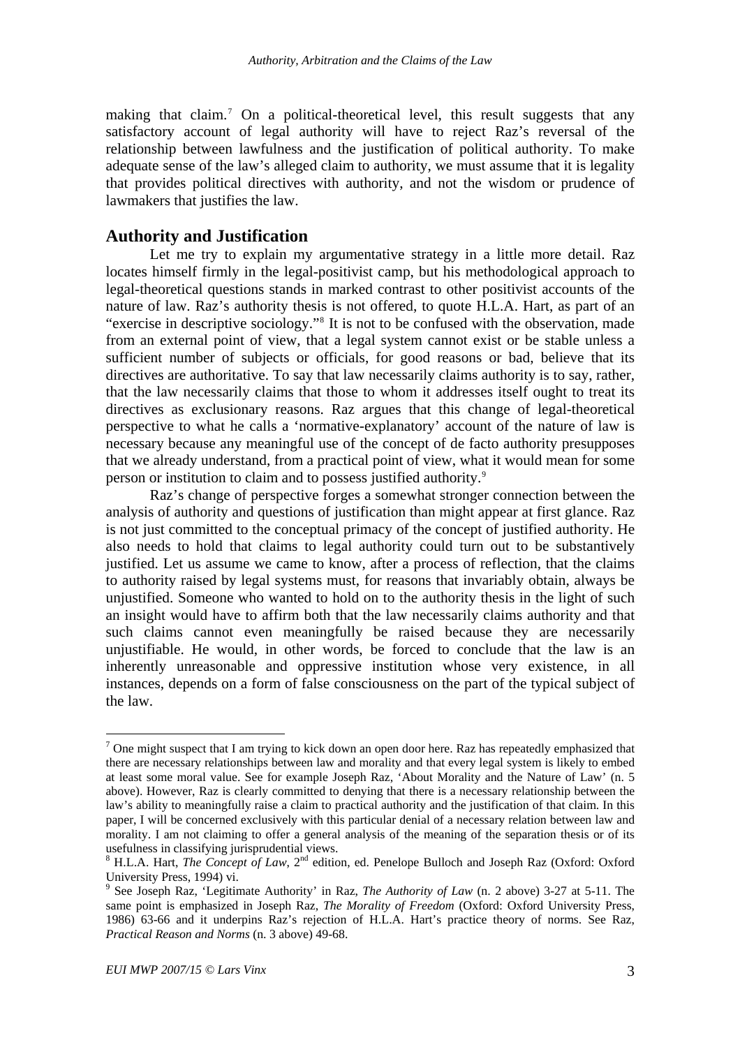making that claim.[7] On a political-theoretical level, this result suggests that any satisfactory account of legal authority will have to reject Raz's reversal of the relationship between lawfulness and the justification of political authority. To make adequate sense of the law's alleged claim to authority, we must assume that it is legality that provides political directives with authority, and not the wisdom or prudence of lawmakers that justifies the law.

## Authority and Justification

Let me try to explain my argumentative strategy in a little more detail. Raz locates himself firmly in the legal-positivist camp, but his methodological approach to legal-theoretical questions stands in marked contrast to other positivist accounts of the nature of law. Raz's authority thesis is not offered, to quote H.L.A. Hart, as part of an "exercise in descriptive sociology."[8] It is not to be confused with the observation, made from an external point of view, that a legal system cannot exist or be stable unless a sufficient number of subjects or officials, for good reasons or bad, believe that its directives are authoritative. To say that law necessarily claims authority is to say, rather, that the law necessarily claims that those to whom it addresses itself ought to treat its directives as exclusionary reasons. Raz argues that this change of legal-theoretical perspective to what he calls a 'normative-explanatory' account of the nature of law is necessary because any meaningful use of the concept of de facto authority presupposes that we already understand, from a practical point of view, what it would mean for some person or institution to claim and to possess justified authority.[9]

Raz's change of perspective forges a somewhat stronger connection between the analysis of authority and questions of justification than might appear at first glance. Raz is not just committed to the conceptual primacy of the concept of justified authority. He also needs to hold that claims to legal authority could turn out to be substantively justified. Let us assume we came to know, after a process of reflection, that the claims to authority raised by legal systems must, for reasons that invariably obtain, always be unjustified. Someone who wanted to hold on to the authority thesis in the light of such an insight would have to affirm both that the law necessarily claims authority and that such claims cannot even meaningfully be raised because they are necessarily unjustifiable. He would, in other words, be forced to conclude that the law is an inherently unreasonable and oppressive institution whose very existence, in all instances, depends on a form of false consciousness on the part of the typical subject of the law.

---

[7] One might suspect that I am trying to kick down an open door here. Raz has repeatedly emphasized that there are necessary relationships between law and morality and that every legal system is likely to embed at least some moral value. See for example Joseph Raz, 'About Morality and the Nature of Law' (n. 5 above). However, Raz is clearly committed to denying that there is a necessary relationship between the law's ability to meaningfully raise a claim to practical authority and the justification of that claim. In this paper, I will be concerned exclusively with this particular denial of a necessary relation between law and morality. I am not claiming to offer a general analysis of the meaning of the separation thesis or of its usefulness in classifying jurisprudential views.

[8] H.L.A. Hart, *The Concept of Law*, 2nd edition, ed. Penelope Bulloch and Joseph Raz (Oxford: Oxford University Press, 1994) vi.

[9] See Joseph Raz, 'Legitimate Authority' in Raz, *The Authority of Law* (n. 2 above) 3-27 at 5-11. The same point is emphasized in Joseph Raz, *The Morality of Freedom* (Oxford: Oxford University Press, 1986) 63-66 and it underpins Raz's rejection of H.L.A. Hart's practice theory of norms. See Raz, *Practical Reason and Norms* (n. 3 above) 49-68.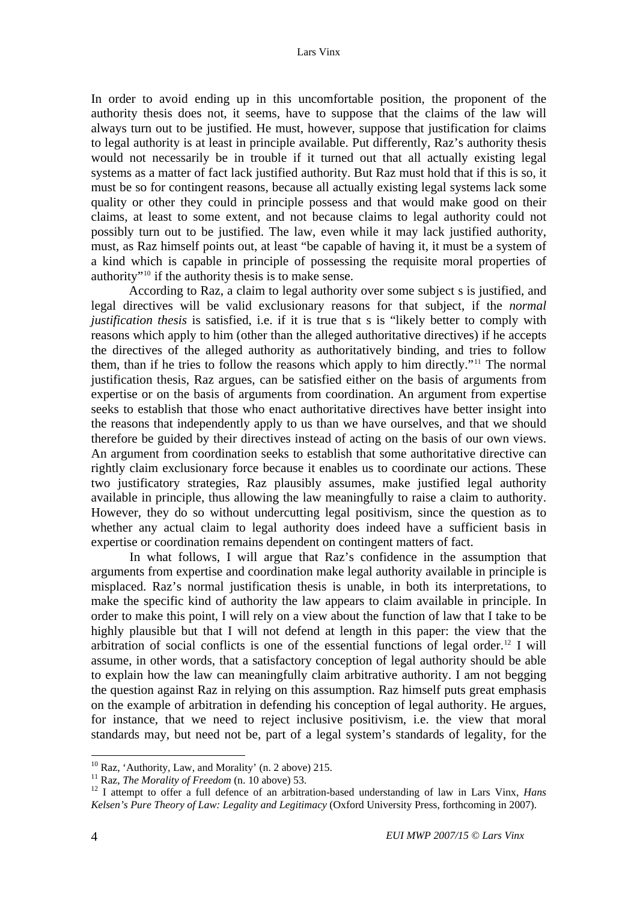In order to avoid ending up in this uncomfortable position, the proponent of the authority thesis does not, it seems, have to suppose that the claims of the law will always turn out to be justified. He must, however, suppose that justification for claims to legal authority is at least in principle available. Put differently, Raz's authority thesis would not necessarily be in trouble if it turned out that all actually existing legal systems as a matter of fact lack justified authority. But Raz must hold that if this is so, it must be so for contingent reasons, because all actually existing legal systems lack some quality or other they could in principle possess and that would make good on their claims, at least to some extent, and not because claims to legal authority could not possibly turn out to be justified. The law, even while it may lack justified authority, must, as Raz himself points out, at least "be capable of having it, it must be a system of a kind which is capable in principle of possessing the requisite moral properties of authority"[10] if the authority thesis is to make sense.

According to Raz, a claim to legal authority over some subject s is justified, and legal directives will be valid exclusionary reasons for that subject, if the *normal justification thesis* is satisfied, i.e. if it is true that s is "likely better to comply with reasons which apply to him (other than the alleged authoritative directives) if he accepts the directives of the alleged authority as authoritatively binding, and tries to follow them, than if he tries to follow the reasons which apply to him directly."[11] The normal justification thesis, Raz argues, can be satisfied either on the basis of arguments from expertise or on the basis of arguments from coordination. An argument from expertise seeks to establish that those who enact authoritative directives have better insight into the reasons that independently apply to us than we have ourselves, and that we should therefore be guided by their directives instead of acting on the basis of our own views. An argument from coordination seeks to establish that some authoritative directive can rightly claim exclusionary force because it enables us to coordinate our actions. These two justificatory strategies, Raz plausibly assumes, make justified legal authority available in principle, thus allowing the law meaningfully to raise a claim to authority. However, they do so without undercutting legal positivism, since the question as to whether any actual claim to legal authority does indeed have a sufficient basis in expertise or coordination remains dependent on contingent matters of fact.

In what follows, I will argue that Raz's confidence in the assumption that arguments from expertise and coordination make legal authority available in principle is misplaced. Raz's normal justification thesis is unable, in both its interpretations, to make the specific kind of authority the law appears to claim available in principle. In order to make this point, I will rely on a view about the function of law that I take to be highly plausible but that I will not defend at length in this paper: the view that the arbitration of social conflicts is one of the essential functions of legal order.[12] I will assume, in other words, that a satisfactory conception of legal authority should be able to explain how the law can meaningfully claim arbitrative authority. I am not begging the question against Raz in relying on this assumption. Raz himself puts great emphasis on the example of arbitration in defending his conception of legal authority. He argues, for instance, that we need to reject inclusive positivism, i.e. the view that moral standards may, but need not be, part of a legal system's standards of legality, for the

---

[10] Raz, 'Authority, Law, and Morality' (n. 2 above) 215.

[11] Raz, *The Morality of Freedom* (n. 10 above) 53.

[12] I attempt to offer a full defence of an arbitration-based understanding of law in Lars Vinx, *Hans Kelsen's Pure Theory of Law: Legality and Legitimacy* (Oxford University Press, forthcoming in 2007).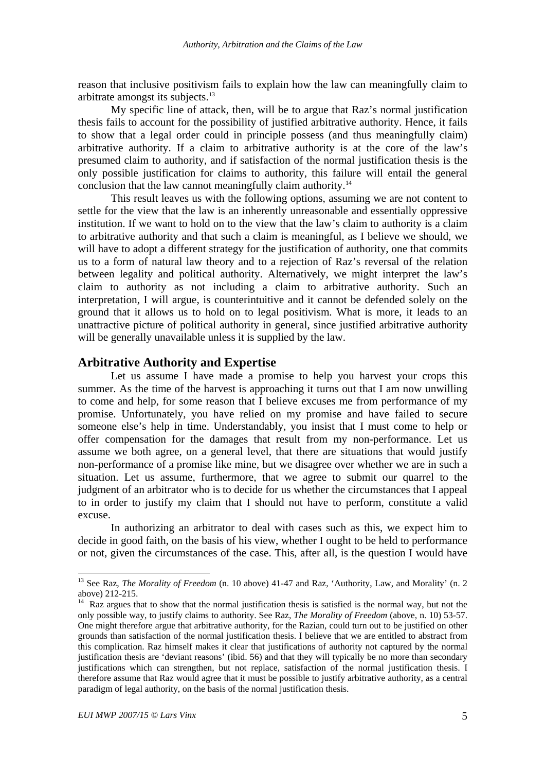reason that inclusive positivism fails to explain how the law can meaningfully claim to arbitrate amongst its subjects.[13]

My specific line of attack, then, will be to argue that Raz's normal justification thesis fails to account for the possibility of justified arbitrative authority. Hence, it fails to show that a legal order could in principle possess (and thus meaningfully claim) arbitrative authority. If a claim to arbitrative authority is at the core of the law's presumed claim to authority, and if satisfaction of the normal justification thesis is the only possible justification for claims to authority, this failure will entail the general conclusion that the law cannot meaningfully claim authority.[14]

This result leaves us with the following options, assuming we are not content to settle for the view that the law is an inherently unreasonable and essentially oppressive institution. If we want to hold on to the view that the law's claim to authority is a claim to arbitrative authority and that such a claim is meaningful, as I believe we should, we will have to adopt a different strategy for the justification of authority, one that commits us to a form of natural law theory and to a rejection of Raz's reversal of the relation between legality and political authority. Alternatively, we might interpret the law's claim to authority as not including a claim to arbitrative authority. Such an interpretation, I will argue, is counterintuitive and it cannot be defended solely on the ground that it allows us to hold on to legal positivism. What is more, it leads to an unattractive picture of political authority in general, since justified arbitrative authority will be generally unavailable unless it is supplied by the law.

## Arbitrative Authority and Expertise

Let us assume I have made a promise to help you harvest your crops this summer. As the time of the harvest is approaching it turns out that I am now unwilling to come and help, for some reason that I believe excuses me from performance of my promise. Unfortunately, you have relied on my promise and have failed to secure someone else's help in time. Understandably, you insist that I must come to help or offer compensation for the damages that result from my non-performance. Let us assume we both agree, on a general level, that there are situations that would justify non-performance of a promise like mine, but we disagree over whether we are in such a situation. Let us assume, furthermore, that we agree to submit our quarrel to the judgment of an arbitrator who is to decide for us whether the circumstances that I appeal to in order to justify my claim that I should not have to perform, constitute a valid excuse.

In authorizing an arbitrator to deal with cases such as this, we expect him to decide in good faith, on the basis of his view, whether I ought to be held to performance or not, given the circumstances of the case. This, after all, is the question I would have

---

[13] See Raz, *The Morality of Freedom* (n. 10 above) 41-47 and Raz, 'Authority, Law, and Morality' (n. 2 above) 212-215.

[14] Raz argues that to show that the normal justification thesis is satisfied is the normal way, but not the only possible way, to justify claims to authority. See Raz, *The Morality of Freedom* (above, n. 10) 53-57. One might therefore argue that arbitrative authority, for the Razian, could turn out to be justified on other grounds than satisfaction of the normal justification thesis. I believe that we are entitled to abstract from this complication. Raz himself makes it clear that justifications of authority not captured by the normal justification thesis are 'deviant reasons' (ibid. 56) and that they will typically be no more than secondary justifications which can strengthen, but not replace, satisfaction of the normal justification thesis. I therefore assume that Raz would agree that it must be possible to justify arbitrative authority, as a central paradigm of legal authority, on the basis of the normal justification thesis.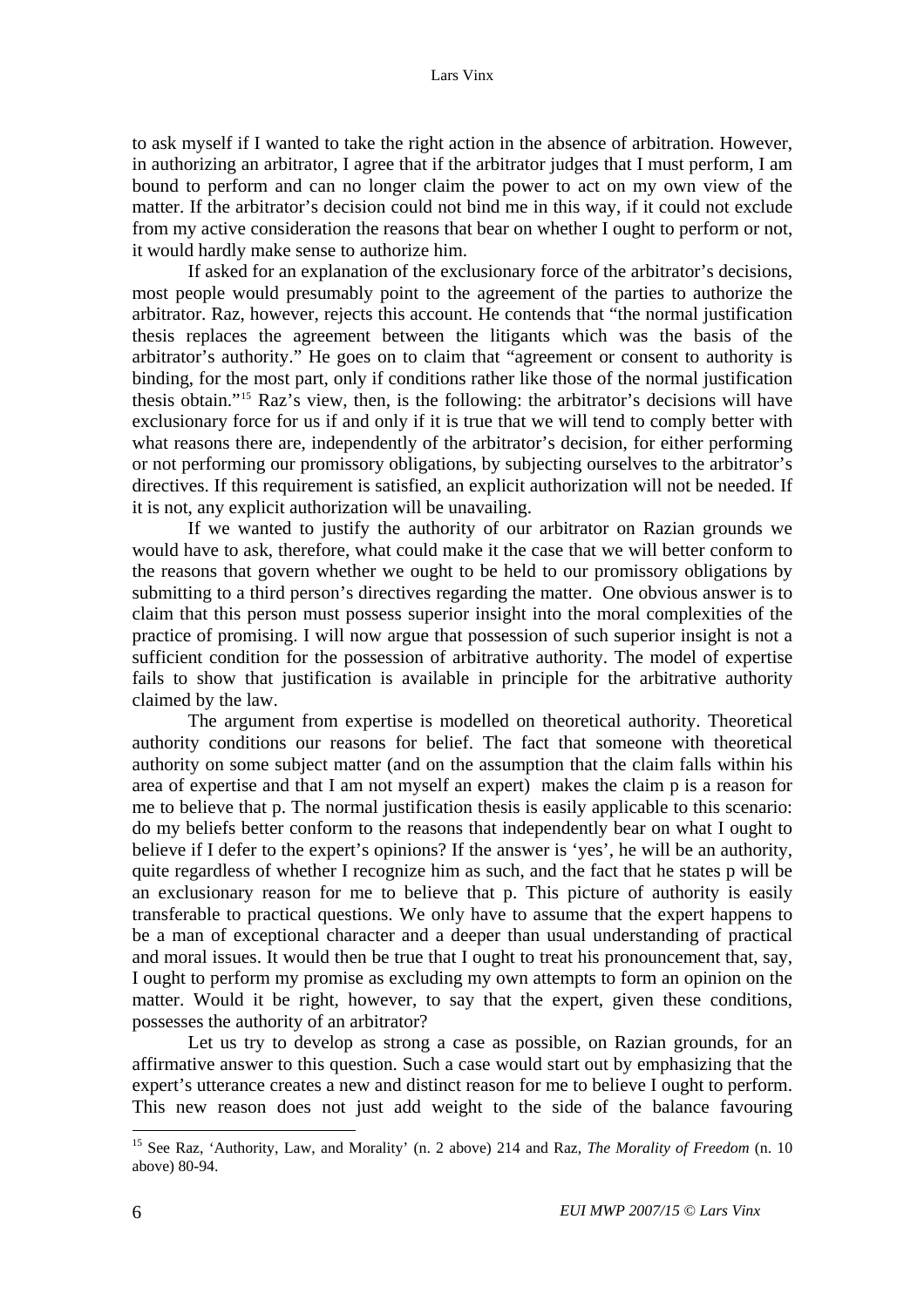to ask myself if I wanted to take the right action in the absence of arbitration. However, in authorizing an arbitrator, I agree that if the arbitrator judges that I must perform, I am bound to perform and can no longer claim the power to act on my own view of the matter. If the arbitrator's decision could not bind me in this way, if it could not exclude from my active consideration the reasons that bear on whether I ought to perform or not, it would hardly make sense to authorize him.

If asked for an explanation of the exclusionary force of the arbitrator's decisions, most people would presumably point to the agreement of the parties to authorize the arbitrator. Raz, however, rejects this account. He contends that "the normal justification thesis replaces the agreement between the litigants which was the basis of the arbitrator's authority." He goes on to claim that "agreement or consent to authority is binding, for the most part, only if conditions rather like those of the normal justification thesis obtain."[15] Raz's view, then, is the following: the arbitrator's decisions will have exclusionary force for us if and only if it is true that we will tend to comply better with what reasons there are, independently of the arbitrator's decision, for either performing or not performing our promissory obligations, by subjecting ourselves to the arbitrator's directives. If this requirement is satisfied, an explicit authorization will not be needed. If it is not, any explicit authorization will be unavailing.

If we wanted to justify the authority of our arbitrator on Razian grounds we would have to ask, therefore, what could make it the case that we will better conform to the reasons that govern whether we ought to be held to our promissory obligations by submitting to a third person's directives regarding the matter. One obvious answer is to claim that this person must possess superior insight into the moral complexities of the practice of promising. I will now argue that possession of such superior insight is not a sufficient condition for the possession of arbitrative authority. The model of expertise fails to show that justification is available in principle for the arbitrative authority claimed by the law.

The argument from expertise is modelled on theoretical authority. Theoretical authority conditions our reasons for belief. The fact that someone with theoretical authority on some subject matter (and on the assumption that the claim falls within his area of expertise and that I am not myself an expert) makes the claim p is a reason for me to believe that p. The normal justification thesis is easily applicable to this scenario: do my beliefs better conform to the reasons that independently bear on what I ought to believe if I defer to the expert's opinions? If the answer is 'yes', he will be an authority, quite regardless of whether I recognize him as such, and the fact that he states p will be an exclusionary reason for me to believe that p. This picture of authority is easily transferable to practical questions. We only have to assume that the expert happens to be a man of exceptional character and a deeper than usual understanding of practical and moral issues. It would then be true that I ought to treat his pronouncement that, say, I ought to perform my promise as excluding my own attempts to form an opinion on the matter. Would it be right, however, to say that the expert, given these conditions, possesses the authority of an arbitrator?

Let us try to develop as strong a case as possible, on Razian grounds, for an affirmative answer to this question. Such a case would start out by emphasizing that the expert's utterance creates a new and distinct reason for me to believe I ought to perform. This new reason does not just add weight to the side of the balance favouring

[15] See Raz, 'Authority, Law, and Morality' (n. 2 above) 214 and Raz, *The Morality of Freedom* (n. 10 above) 80-94.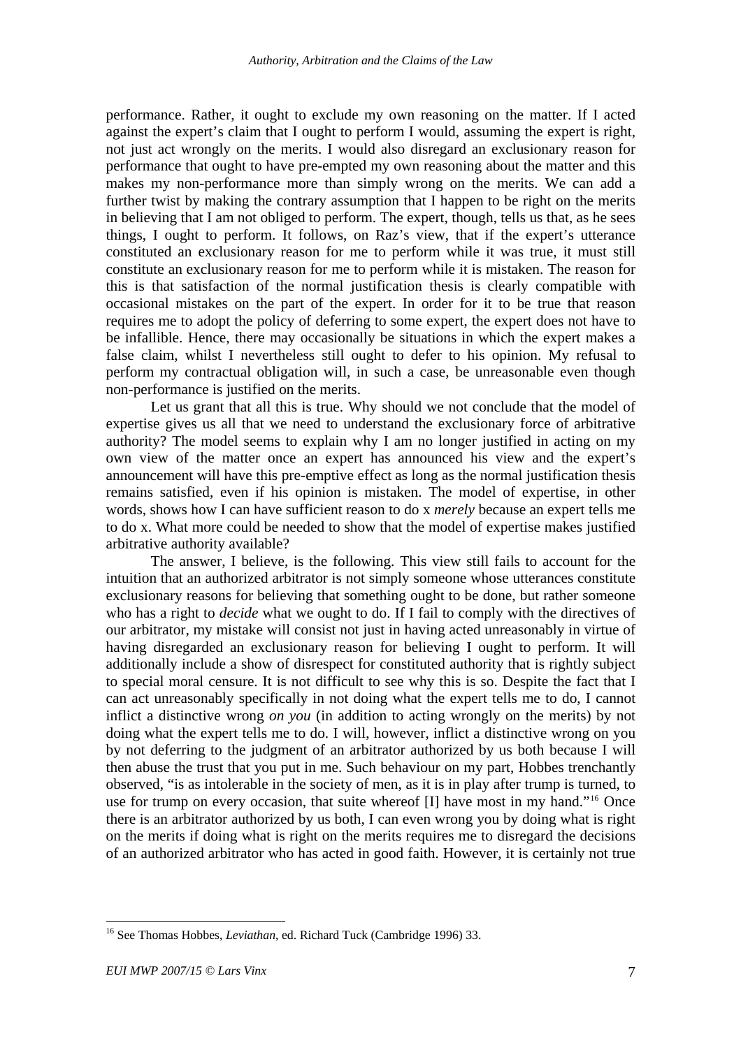performance. Rather, it ought to exclude my own reasoning on the matter. If I acted against the expert's claim that I ought to perform I would, assuming the expert is right, not just act wrongly on the merits. I would also disregard an exclusionary reason for performance that ought to have pre-empted my own reasoning about the matter and this makes my non-performance more than simply wrong on the merits. We can add a further twist by making the contrary assumption that I happen to be right on the merits in believing that I am not obliged to perform. The expert, though, tells us that, as he sees things, I ought to perform. It follows, on Raz's view, that if the expert's utterance constituted an exclusionary reason for me to perform while it was true, it must still constitute an exclusionary reason for me to perform while it is mistaken. The reason for this is that satisfaction of the normal justification thesis is clearly compatible with occasional mistakes on the part of the expert. In order for it to be true that reason requires me to adopt the policy of deferring to some expert, the expert does not have to be infallible. Hence, there may occasionally be situations in which the expert makes a false claim, whilst I nevertheless still ought to defer to his opinion. My refusal to perform my contractual obligation will, in such a case, be unreasonable even though non-performance is justified on the merits.

Let us grant that all this is true. Why should we not conclude that the model of expertise gives us all that we need to understand the exclusionary force of arbitrative authority? The model seems to explain why I am no longer justified in acting on my own view of the matter once an expert has announced his view and the expert's announcement will have this pre-emptive effect as long as the normal justification thesis remains satisfied, even if his opinion is mistaken. The model of expertise, in other words, shows how I can have sufficient reason to do x *merely* because an expert tells me to do x. What more could be needed to show that the model of expertise makes justified arbitrative authority available?

The answer, I believe, is the following. This view still fails to account for the intuition that an authorized arbitrator is not simply someone whose utterances constitute exclusionary reasons for believing that something ought to be done, but rather someone who has a right to *decide* what we ought to do. If I fail to comply with the directives of our arbitrator, my mistake will consist not just in having acted unreasonably in virtue of having disregarded an exclusionary reason for believing I ought to perform. It will additionally include a show of disrespect for constituted authority that is rightly subject to special moral censure. It is not difficult to see why this is so. Despite the fact that I can act unreasonably specifically in not doing what the expert tells me to do, I cannot inflict a distinctive wrong *on you* (in addition to acting wrongly on the merits) by not doing what the expert tells me to do. I will, however, inflict a distinctive wrong on you by not deferring to the judgment of an arbitrator authorized by us both because I will then abuse the trust that you put in me. Such behaviour on my part, Hobbes trenchantly observed, "is as intolerable in the society of men, as it is in play after trump is turned, to use for trump on every occasion, that suite whereof [I] have most in my hand."[16] Once there is an arbitrator authorized by us both, I can even wrong you by doing what is right on the merits if doing what is right on the merits requires me to disregard the decisions of an authorized arbitrator who has acted in good faith. However, it is certainly not true

---

[16] See Thomas Hobbes, *Leviathan*, ed. Richard Tuck (Cambridge 1996) 33.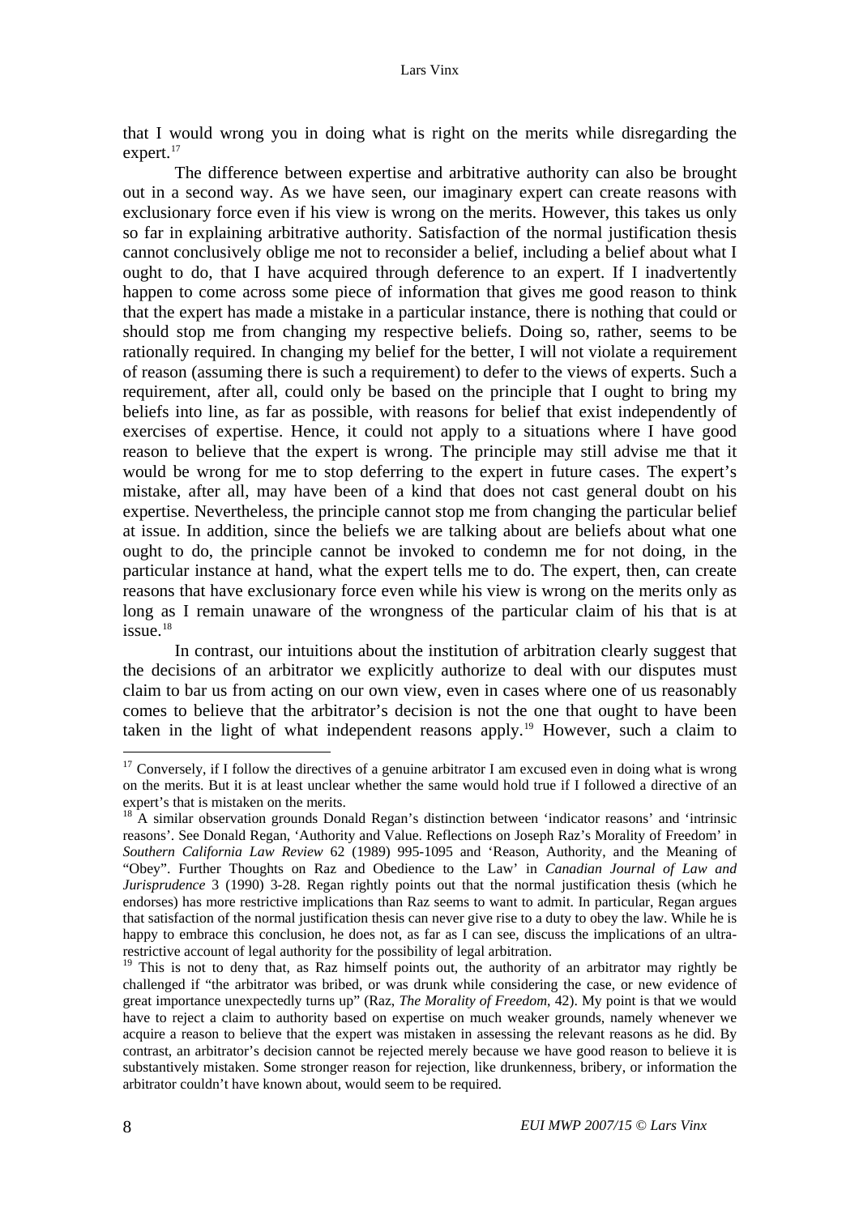that I would wrong you in doing what is right on the merits while disregarding the expert.[17]

The difference between expertise and arbitrative authority can also be brought out in a second way. As we have seen, our imaginary expert can create reasons with exclusionary force even if his view is wrong on the merits. However, this takes us only so far in explaining arbitrative authority. Satisfaction of the normal justification thesis cannot conclusively oblige me not to reconsider a belief, including a belief about what I ought to do, that I have acquired through deference to an expert. If I inadvertently happen to come across some piece of information that gives me good reason to think that the expert has made a mistake in a particular instance, there is nothing that could or should stop me from changing my respective beliefs. Doing so, rather, seems to be rationally required. In changing my belief for the better, I will not violate a requirement of reason (assuming there is such a requirement) to defer to the views of experts. Such a requirement, after all, could only be based on the principle that I ought to bring my beliefs into line, as far as possible, with reasons for belief that exist independently of exercises of expertise. Hence, it could not apply to a situations where I have good reason to believe that the expert is wrong. The principle may still advise me that it would be wrong for me to stop deferring to the expert in future cases. The expert's mistake, after all, may have been of a kind that does not cast general doubt on his expertise. Nevertheless, the principle cannot stop me from changing the particular belief at issue. In addition, since the beliefs we are talking about are beliefs about what one ought to do, the principle cannot be invoked to condemn me for not doing, in the particular instance at hand, what the expert tells me to do. The expert, then, can create reasons that have exclusionary force even while his view is wrong on the merits only as long as I remain unaware of the wrongness of the particular claim of his that is at issue.[18]

In contrast, our intuitions about the institution of arbitration clearly suggest that the decisions of an arbitrator we explicitly authorize to deal with our disputes must claim to bar us from acting on our own view, even in cases where one of us reasonably comes to believe that the arbitrator's decision is not the one that ought to have been taken in the light of what independent reasons apply.[19] However, such a claim to

---

[17] Conversely, if I follow the directives of a genuine arbitrator I am excused even in doing what is wrong on the merits. But it is at least unclear whether the same would hold true if I followed a directive of an expert's that is mistaken on the merits.

[18] A similar observation grounds Donald Regan's distinction between 'indicator reasons' and 'intrinsic reasons'. See Donald Regan, 'Authority and Value. Reflections on Joseph Raz's Morality of Freedom' in *Southern California Law Review* 62 (1989) 995-1095 and 'Reason, Authority, and the Meaning of "Obey". Further Thoughts on Raz and Obedience to the Law' in *Canadian Journal of Law and Jurisprudence* 3 (1990) 3-28. Regan rightly points out that the normal justification thesis (which he endorses) has more restrictive implications than Raz seems to want to admit. In particular, Regan argues that satisfaction of the normal justification thesis can never give rise to a duty to obey the law. While he is happy to embrace this conclusion, he does not, as far as I can see, discuss the implications of an ultra-restrictive account of legal authority for the possibility of legal arbitration.

[19] This is not to deny that, as Raz himself points out, the authority of an arbitrator may rightly be challenged if "the arbitrator was bribed, or was drunk while considering the case, or new evidence of great importance unexpectedly turns up" (Raz, *The Morality of Freedom*, 42). My point is that we would have to reject a claim to authority based on expertise on much weaker grounds, namely whenever we acquire a reason to believe that the expert was mistaken in assessing the relevant reasons as he did. By contrast, an arbitrator's decision cannot be rejected merely because we have good reason to believe it is substantively mistaken. Some stronger reason for rejection, like drunkenness, bribery, or information the arbitrator couldn't have known about, would seem to be required.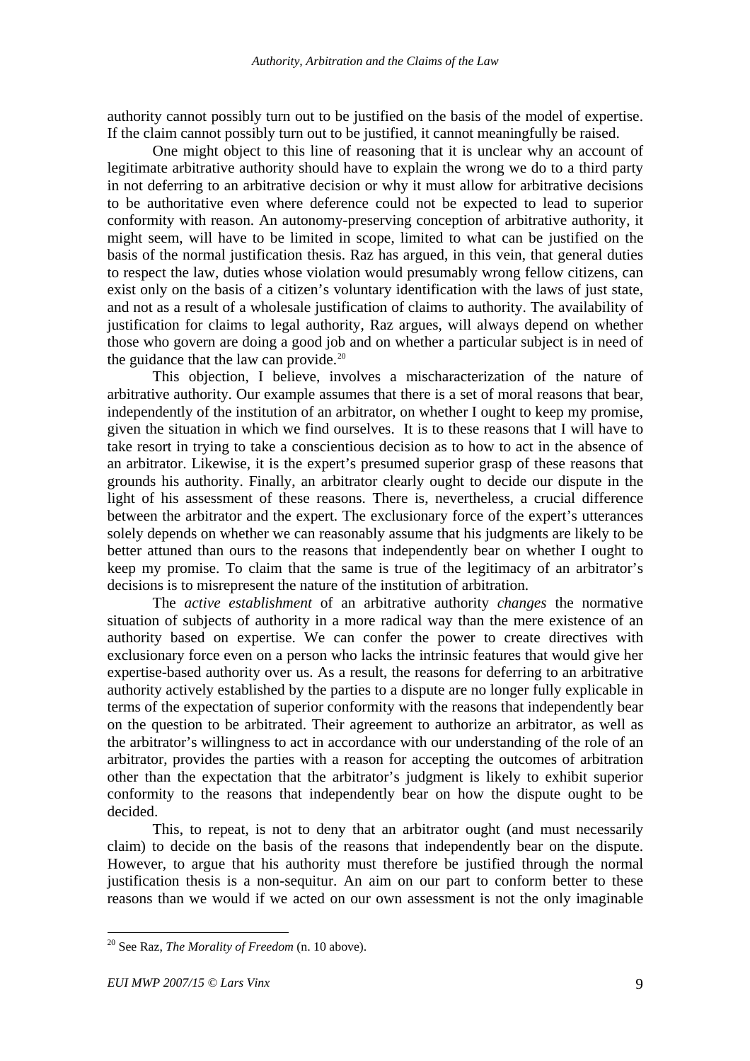authority cannot possibly turn out to be justified on the basis of the model of expertise. If the claim cannot possibly turn out to be justified, it cannot meaningfully be raised.

One might object to this line of reasoning that it is unclear why an account of legitimate arbitrative authority should have to explain the wrong we do to a third party in not deferring to an arbitrative decision or why it must allow for arbitrative decisions to be authoritative even where deference could not be expected to lead to superior conformity with reason. An autonomy-preserving conception of arbitrative authority, it might seem, will have to be limited in scope, limited to what can be justified on the basis of the normal justification thesis. Raz has argued, in this vein, that general duties to respect the law, duties whose violation would presumably wrong fellow citizens, can exist only on the basis of a citizen's voluntary identification with the laws of just state, and not as a result of a wholesale justification of claims to authority. The availability of justification for claims to legal authority, Raz argues, will always depend on whether those who govern are doing a good job and on whether a particular subject is in need of the guidance that the law can provide.[20]

This objection, I believe, involves a mischaracterization of the nature of arbitrative authority. Our example assumes that there is a set of moral reasons that bear, independently of the institution of an arbitrator, on whether I ought to keep my promise, given the situation in which we find ourselves. It is to these reasons that I will have to take resort in trying to take a conscientious decision as to how to act in the absence of an arbitrator. Likewise, it is the expert's presumed superior grasp of these reasons that grounds his authority. Finally, an arbitrator clearly ought to decide our dispute in the light of his assessment of these reasons. There is, nevertheless, a crucial difference between the arbitrator and the expert. The exclusionary force of the expert's utterances solely depends on whether we can reasonably assume that his judgments are likely to be better attuned than ours to the reasons that independently bear on whether I ought to keep my promise. To claim that the same is true of the legitimacy of an arbitrator's decisions is to misrepresent the nature of the institution of arbitration.

The *active establishment* of an arbitrative authority *changes* the normative situation of subjects of authority in a more radical way than the mere existence of an authority based on expertise. We can confer the power to create directives with exclusionary force even on a person who lacks the intrinsic features that would give her expertise-based authority over us. As a result, the reasons for deferring to an arbitrative authority actively established by the parties to a dispute are no longer fully explicable in terms of the expectation of superior conformity with the reasons that independently bear on the question to be arbitrated. Their agreement to authorize an arbitrator, as well as the arbitrator's willingness to act in accordance with our understanding of the role of an arbitrator, provides the parties with a reason for accepting the outcomes of arbitration other than the expectation that the arbitrator's judgment is likely to exhibit superior conformity to the reasons that independently bear on how the dispute ought to be decided.

This, to repeat, is not to deny that an arbitrator ought (and must necessarily claim) to decide on the basis of the reasons that independently bear on the dispute. However, to argue that his authority must therefore be justified through the normal justification thesis is a non-sequitur. An aim on our part to conform better to these reasons than we would if we acted on our own assessment is not the only imaginable

---

[20] See Raz, *The Morality of Freedom* (n. 10 above).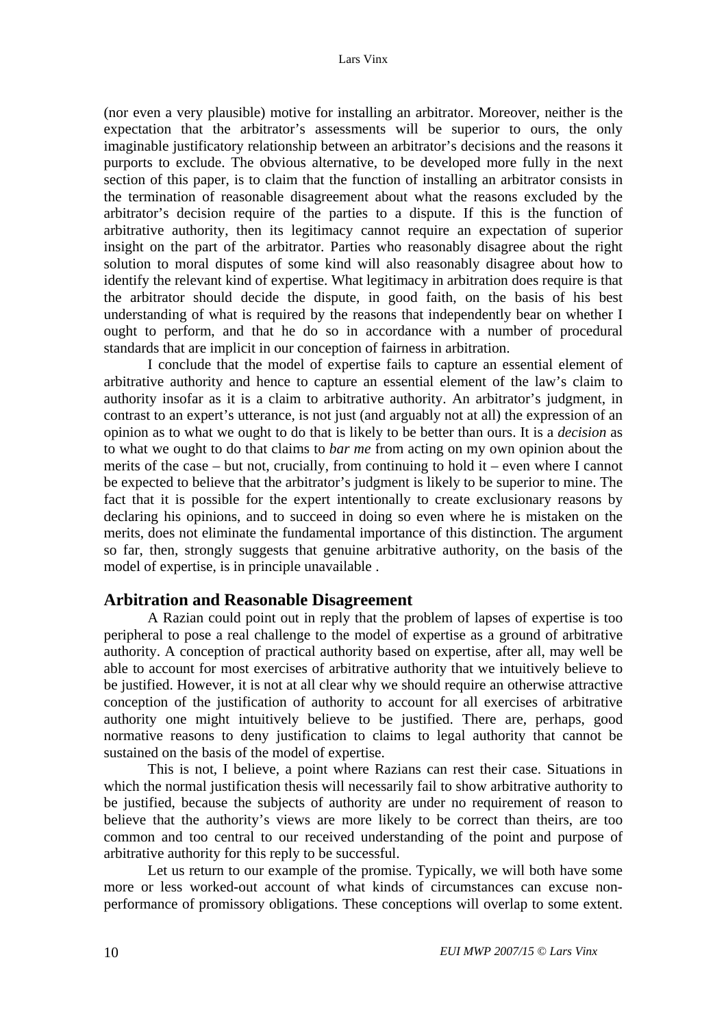(nor even a very plausible) motive for installing an arbitrator. Moreover, neither is the expectation that the arbitrator's assessments will be superior to ours, the only imaginable justificatory relationship between an arbitrator's decisions and the reasons it purports to exclude. The obvious alternative, to be developed more fully in the next section of this paper, is to claim that the function of installing an arbitrator consists in the termination of reasonable disagreement about what the reasons excluded by the arbitrator's decision require of the parties to a dispute. If this is the function of arbitrative authority, then its legitimacy cannot require an expectation of superior insight on the part of the arbitrator. Parties who reasonably disagree about the right solution to moral disputes of some kind will also reasonably disagree about how to identify the relevant kind of expertise. What legitimacy in arbitration does require is that the arbitrator should decide the dispute, in good faith, on the basis of his best understanding of what is required by the reasons that independently bear on whether I ought to perform, and that he do so in accordance with a number of procedural standards that are implicit in our conception of fairness in arbitration.

I conclude that the model of expertise fails to capture an essential element of arbitrative authority and hence to capture an essential element of the law's claim to authority insofar as it is a claim to arbitrative authority. An arbitrator's judgment, in contrast to an expert's utterance, is not just (and arguably not at all) the expression of an opinion as to what we ought to do that is likely to be better than ours. It is a *decision* as to what we ought to do that claims to *bar me* from acting on my own opinion about the merits of the case – but not, crucially, from continuing to hold it – even where I cannot be expected to believe that the arbitrator's judgment is likely to be superior to mine. The fact that it is possible for the expert intentionally to create exclusionary reasons by declaring his opinions, and to succeed in doing so even where he is mistaken on the merits, does not eliminate the fundamental importance of this distinction. The argument so far, then, strongly suggests that genuine arbitrative authority, on the basis of the model of expertise, is in principle unavailable .

## Arbitration and Reasonable Disagreement

A Razian could point out in reply that the problem of lapses of expertise is too peripheral to pose a real challenge to the model of expertise as a ground of arbitrative authority. A conception of practical authority based on expertise, after all, may well be able to account for most exercises of arbitrative authority that we intuitively believe to be justified. However, it is not at all clear why we should require an otherwise attractive conception of the justification of authority to account for all exercises of arbitrative authority one might intuitively believe to be justified. There are, perhaps, good normative reasons to deny justification to claims to legal authority that cannot be sustained on the basis of the model of expertise.

This is not, I believe, a point where Razians can rest their case. Situations in which the normal justification thesis will necessarily fail to show arbitrative authority to be justified, because the subjects of authority are under no requirement of reason to believe that the authority's views are more likely to be correct than theirs, are too common and too central to our received understanding of the point and purpose of arbitrative authority for this reply to be successful.

Let us return to our example of the promise. Typically, we will both have some more or less worked-out account of what kinds of circumstances can excuse non-performance of promissory obligations. These conceptions will overlap to some extent.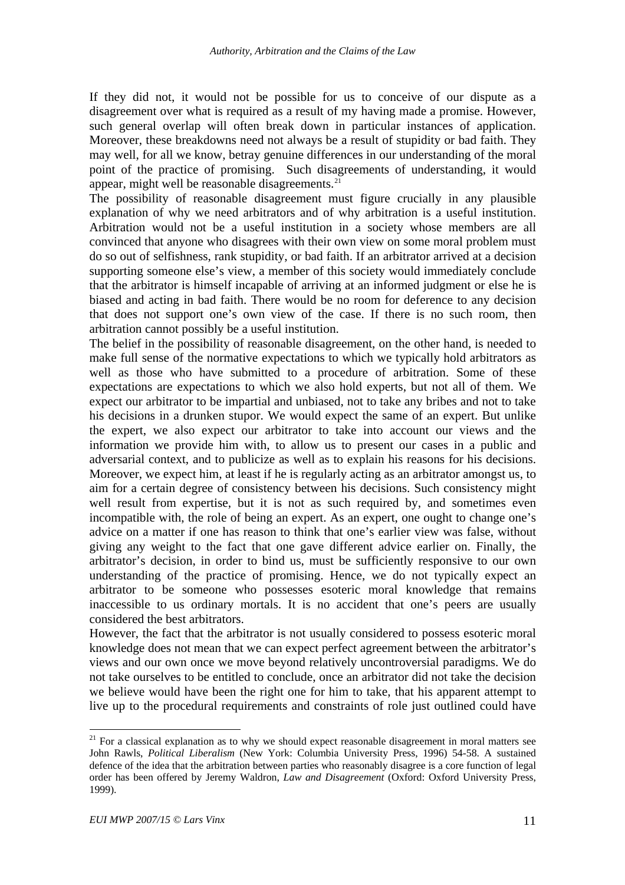If they did not, it would not be possible for us to conceive of our dispute as a disagreement over what is required as a result of my having made a promise. However, such general overlap will often break down in particular instances of application. Moreover, these breakdowns need not always be a result of stupidity or bad faith. They may well, for all we know, betray genuine differences in our understanding of the moral point of the practice of promising. Such disagreements of understanding, it would appear, might well be reasonable disagreements.[21]

The possibility of reasonable disagreement must figure crucially in any plausible explanation of why we need arbitrators and of why arbitration is a useful institution. Arbitration would not be a useful institution in a society whose members are all convinced that anyone who disagrees with their own view on some moral problem must do so out of selfishness, rank stupidity, or bad faith. If an arbitrator arrived at a decision supporting someone else's view, a member of this society would immediately conclude that the arbitrator is himself incapable of arriving at an informed judgment or else he is biased and acting in bad faith. There would be no room for deference to any decision that does not support one's own view of the case. If there is no such room, then arbitration cannot possibly be a useful institution.

The belief in the possibility of reasonable disagreement, on the other hand, is needed to make full sense of the normative expectations to which we typically hold arbitrators as well as those who have submitted to a procedure of arbitration. Some of these expectations are expectations to which we also hold experts, but not all of them. We expect our arbitrator to be impartial and unbiased, not to take any bribes and not to take his decisions in a drunken stupor. We would expect the same of an expert. But unlike the expert, we also expect our arbitrator to take into account our views and the information we provide him with, to allow us to present our cases in a public and adversarial context, and to publicize as well as to explain his reasons for his decisions. Moreover, we expect him, at least if he is regularly acting as an arbitrator amongst us, to aim for a certain degree of consistency between his decisions. Such consistency might well result from expertise, but it is not as such required by, and sometimes even incompatible with, the role of being an expert. As an expert, one ought to change one's advice on a matter if one has reason to think that one's earlier view was false, without giving any weight to the fact that one gave different advice earlier on. Finally, the arbitrator's decision, in order to bind us, must be sufficiently responsive to our own understanding of the practice of promising. Hence, we do not typically expect an arbitrator to be someone who possesses esoteric moral knowledge that remains inaccessible to us ordinary mortals. It is no accident that one's peers are usually considered the best arbitrators.

However, the fact that the arbitrator is not usually considered to possess esoteric moral knowledge does not mean that we can expect perfect agreement between the arbitrator's views and our own once we move beyond relatively uncontroversial paradigms. We do not take ourselves to be entitled to conclude, once an arbitrator did not take the decision we believe would have been the right one for him to take, that his apparent attempt to live up to the procedural requirements and constraints of role just outlined could have

---

[21] For a classical explanation as to why we should expect reasonable disagreement in moral matters see John Rawls, *Political Liberalism* (New York: Columbia University Press, 1996) 54-58. A sustained defence of the idea that the arbitration between parties who reasonably disagree is a core function of legal order has been offered by Jeremy Waldron, *Law and Disagreement* (Oxford: Oxford University Press, 1999).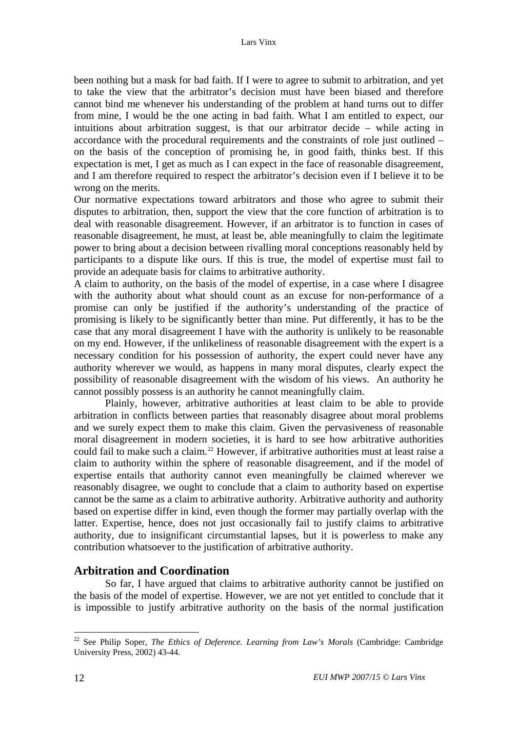been nothing but a mask for bad faith. If I were to agree to submit to arbitration, and yet to take the view that the arbitrator's decision must have been biased and therefore cannot bind me whenever his understanding of the problem at hand turns out to differ from mine, I would be the one acting in bad faith. What I am entitled to expect, our intuitions about arbitration suggest, is that our arbitrator decide – while acting in accordance with the procedural requirements and the constraints of role just outlined – on the basis of the conception of promising he, in good faith, thinks best. If this expectation is met, I get as much as I can expect in the face of reasonable disagreement, and I am therefore required to respect the arbitrator's decision even if I believe it to be wrong on the merits.

Our normative expectations toward arbitrators and those who agree to submit their disputes to arbitration, then, support the view that the core function of arbitration is to deal with reasonable disagreement. However, if an arbitrator is to function in cases of reasonable disagreement, he must, at least be, able meaningfully to claim the legitimate power to bring about a decision between rivalling moral conceptions reasonably held by participants to a dispute like ours. If this is true, the model of expertise must fail to provide an adequate basis for claims to arbitrative authority.

A claim to authority, on the basis of the model of expertise, in a case where I disagree with the authority about what should count as an excuse for non-performance of a promise can only be justified if the authority's understanding of the practice of promising is likely to be significantly better than mine. Put differently, it has to be the case that any moral disagreement I have with the authority is unlikely to be reasonable on my end. However, if the unlikeliness of reasonable disagreement with the expert is a necessary condition for his possession of authority, the expert could never have any authority wherever we would, as happens in many moral disputes, clearly expect the possibility of reasonable disagreement with the wisdom of his views. An authority he cannot possibly possess is an authority he cannot meaningfully claim.

Plainly, however, arbitrative authorities at least claim to be able to provide arbitration in conflicts between parties that reasonably disagree about moral problems and we surely expect them to make this claim. Given the pervasiveness of reasonable moral disagreement in modern societies, it is hard to see how arbitrative authorities could fail to make such a claim.[22] However, if arbitrative authorities must at least raise a claim to authority within the sphere of reasonable disagreement, and if the model of expertise entails that authority cannot even meaningfully be claimed wherever we reasonably disagree, we ought to conclude that a claim to authority based on expertise cannot be the same as a claim to arbitrative authority. Arbitrative authority and authority based on expertise differ in kind, even though the former may partially overlap with the latter. Expertise, hence, does not just occasionally fail to justify claims to arbitrative authority, due to insignificant circumstantial lapses, but it is powerless to make any contribution whatsoever to the justification of arbitrative authority.

## Arbitration and Coordination

So far, I have argued that claims to arbitrative authority cannot be justified on the basis of the model of expertise. However, we are not yet entitled to conclude that it is impossible to justify arbitrative authority on the basis of the normal justification

---

[22] See Philip Soper, *The Ethics of Deference. Learning from Law's Morals* (Cambridge: Cambridge University Press, 2002) 43-44.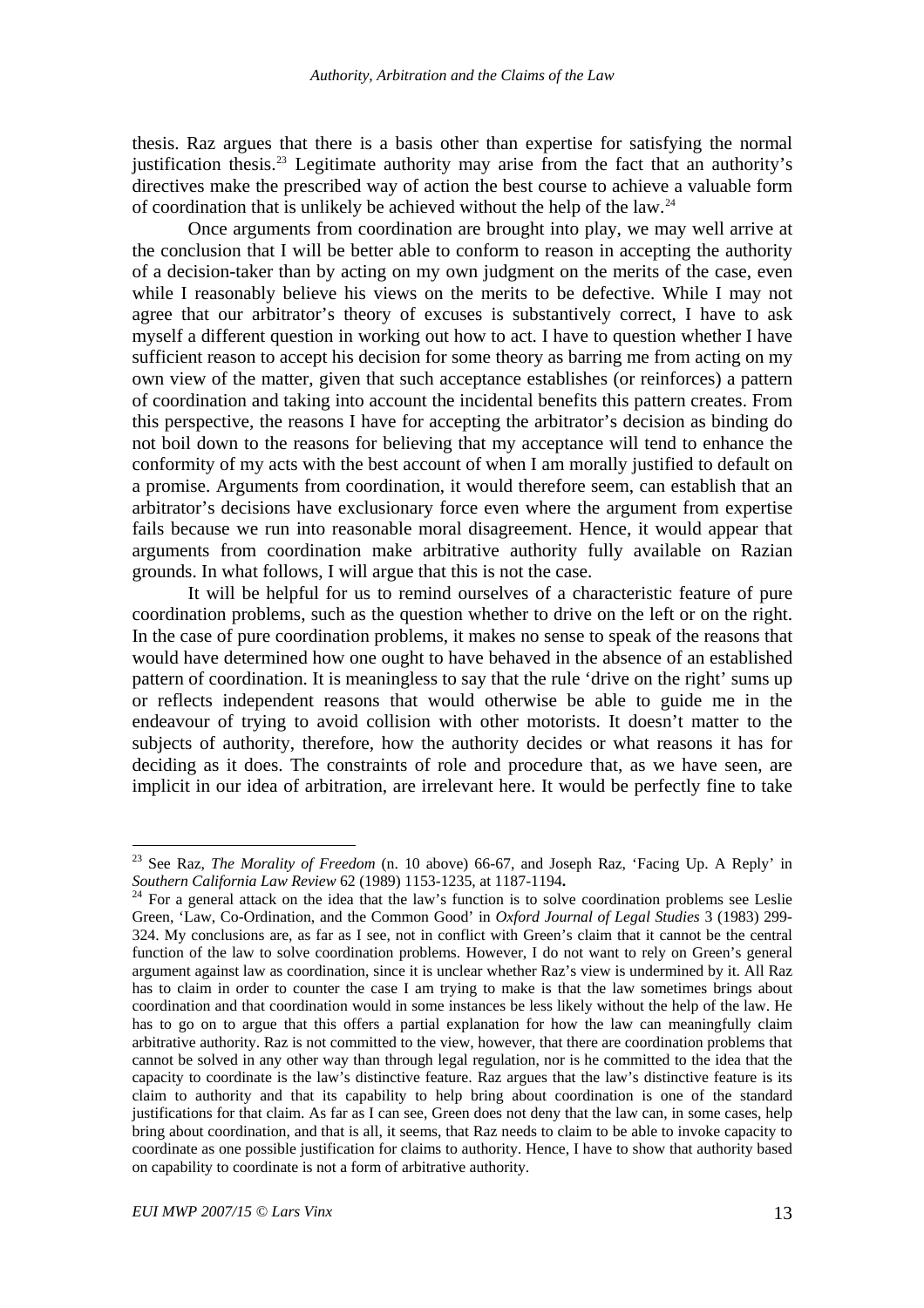thesis. Raz argues that there is a basis other than expertise for satisfying the normal justification thesis.[23] Legitimate authority may arise from the fact that an authority's directives make the prescribed way of action the best course to achieve a valuable form of coordination that is unlikely be achieved without the help of the law.[24]

Once arguments from coordination are brought into play, we may well arrive at the conclusion that I will be better able to conform to reason in accepting the authority of a decision-taker than by acting on my own judgment on the merits of the case, even while I reasonably believe his views on the merits to be defective. While I may not agree that our arbitrator's theory of excuses is substantively correct, I have to ask myself a different question in working out how to act. I have to question whether I have sufficient reason to accept his decision for some theory as barring me from acting on my own view of the matter, given that such acceptance establishes (or reinforces) a pattern of coordination and taking into account the incidental benefits this pattern creates. From this perspective, the reasons I have for accepting the arbitrator's decision as binding do not boil down to the reasons for believing that my acceptance will tend to enhance the conformity of my acts with the best account of when I am morally justified to default on a promise. Arguments from coordination, it would therefore seem, can establish that an arbitrator's decisions have exclusionary force even where the argument from expertise fails because we run into reasonable moral disagreement. Hence, it would appear that arguments from coordination make arbitrative authority fully available on Razian grounds. In what follows, I will argue that this is not the case.

It will be helpful for us to remind ourselves of a characteristic feature of pure coordination problems, such as the question whether to drive on the left or on the right. In the case of pure coordination problems, it makes no sense to speak of the reasons that would have determined how one ought to have behaved in the absence of an established pattern of coordination. It is meaningless to say that the rule 'drive on the right' sums up or reflects independent reasons that would otherwise be able to guide me in the endeavour of trying to avoid collision with other motorists. It doesn't matter to the subjects of authority, therefore, how the authority decides or what reasons it has for deciding as it does. The constraints of role and procedure that, as we have seen, are implicit in our idea of arbitration, are irrelevant here. It would be perfectly fine to take

---

[23] See Raz, *The Morality of Freedom* (n. 10 above) 66-67, and Joseph Raz, 'Facing Up. A Reply' in *Southern California Law Review* 62 (1989) 1153-1235, at 1187-1194**.**

[24] For a general attack on the idea that the law's function is to solve coordination problems see Leslie Green, 'Law, Co-Ordination, and the Common Good' in *Oxford Journal of Legal Studies* 3 (1983) 299-324. My conclusions are, as far as I see, not in conflict with Green's claim that it cannot be the central function of the law to solve coordination problems. However, I do not want to rely on Green's general argument against law as coordination, since it is unclear whether Raz's view is undermined by it. All Raz has to claim in order to counter the case I am trying to make is that the law sometimes brings about coordination and that coordination would in some instances be less likely without the help of the law. He has to go on to argue that this offers a partial explanation for how the law can meaningfully claim arbitrative authority. Raz is not committed to the view, however, that there are coordination problems that cannot be solved in any other way than through legal regulation, nor is he committed to the idea that the capacity to coordinate is the law's distinctive feature. Raz argues that the law's distinctive feature is its claim to authority and that its capability to help bring about coordination is one of the standard justifications for that claim. As far as I can see, Green does not deny that the law can, in some cases, help bring about coordination, and that is all, it seems, that Raz needs to claim to be able to invoke capacity to coordinate as one possible justification for claims to authority. Hence, I have to show that authority based on capability to coordinate is not a form of arbitrative authority.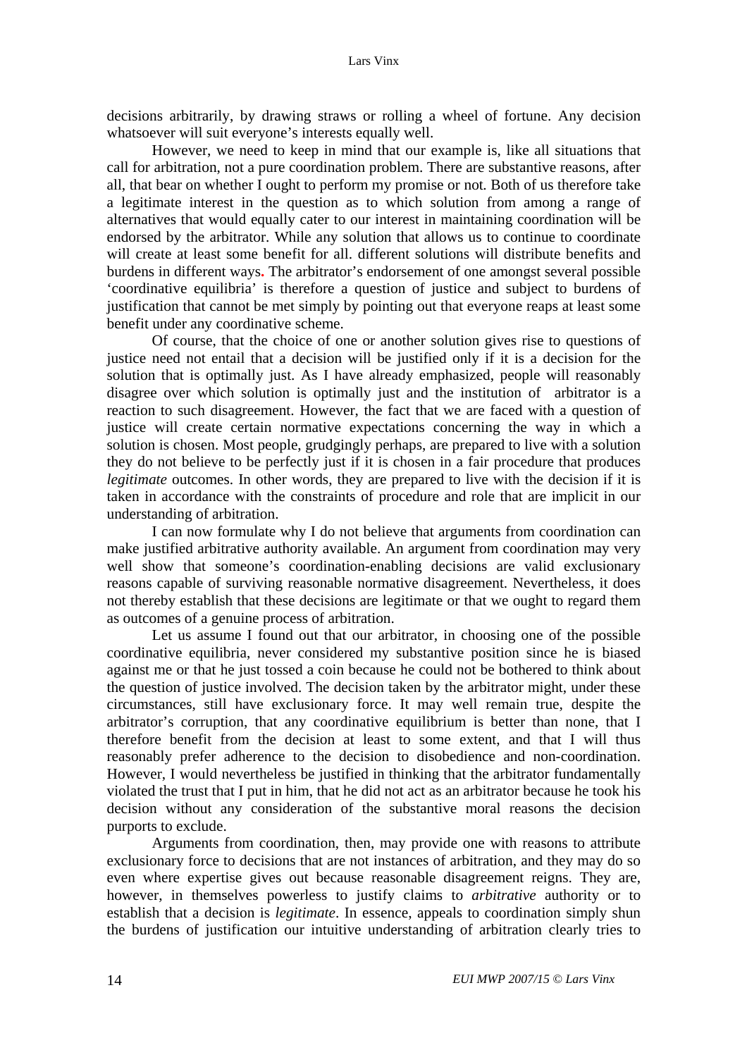decisions arbitrarily, by drawing straws or rolling a wheel of fortune. Any decision whatsoever will suit everyone's interests equally well.

However, we need to keep in mind that our example is, like all situations that call for arbitration, not a pure coordination problem. There are substantive reasons, after all, that bear on whether I ought to perform my promise or not. Both of us therefore take a legitimate interest in the question as to which solution from among a range of alternatives that would equally cater to our interest in maintaining coordination will be endorsed by the arbitrator. While any solution that allows us to continue to coordinate will create at least some benefit for all. different solutions will distribute benefits and burdens in different ways. The arbitrator's endorsement of one amongst several possible 'coordinative equilibria' is therefore a question of justice and subject to burdens of justification that cannot be met simply by pointing out that everyone reaps at least some benefit under any coordinative scheme.

Of course, that the choice of one or another solution gives rise to questions of justice need not entail that a decision will be justified only if it is a decision for the solution that is optimally just. As I have already emphasized, people will reasonably disagree over which solution is optimally just and the institution of arbitrator is a reaction to such disagreement. However, the fact that we are faced with a question of justice will create certain normative expectations concerning the way in which a solution is chosen. Most people, grudgingly perhaps, are prepared to live with a solution they do not believe to be perfectly just if it is chosen in a fair procedure that produces *legitimate* outcomes. In other words, they are prepared to live with the decision if it is taken in accordance with the constraints of procedure and role that are implicit in our understanding of arbitration.

I can now formulate why I do not believe that arguments from coordination can make justified arbitrative authority available. An argument from coordination may very well show that someone's coordination-enabling decisions are valid exclusionary reasons capable of surviving reasonable normative disagreement. Nevertheless, it does not thereby establish that these decisions are legitimate or that we ought to regard them as outcomes of a genuine process of arbitration.

Let us assume I found out that our arbitrator, in choosing one of the possible coordinative equilibria, never considered my substantive position since he is biased against me or that he just tossed a coin because he could not be bothered to think about the question of justice involved. The decision taken by the arbitrator might, under these circumstances, still have exclusionary force. It may well remain true, despite the arbitrator's corruption, that any coordinative equilibrium is better than none, that I therefore benefit from the decision at least to some extent, and that I will thus reasonably prefer adherence to the decision to disobedience and non-coordination. However, I would nevertheless be justified in thinking that the arbitrator fundamentally violated the trust that I put in him, that he did not act as an arbitrator because he took his decision without any consideration of the substantive moral reasons the decision purports to exclude.

Arguments from coordination, then, may provide one with reasons to attribute exclusionary force to decisions that are not instances of arbitration, and they may do so even where expertise gives out because reasonable disagreement reigns. They are, however, in themselves powerless to justify claims to *arbitrative* authority or to establish that a decision is *legitimate*. In essence, appeals to coordination simply shun the burdens of justification our intuitive understanding of arbitration clearly tries to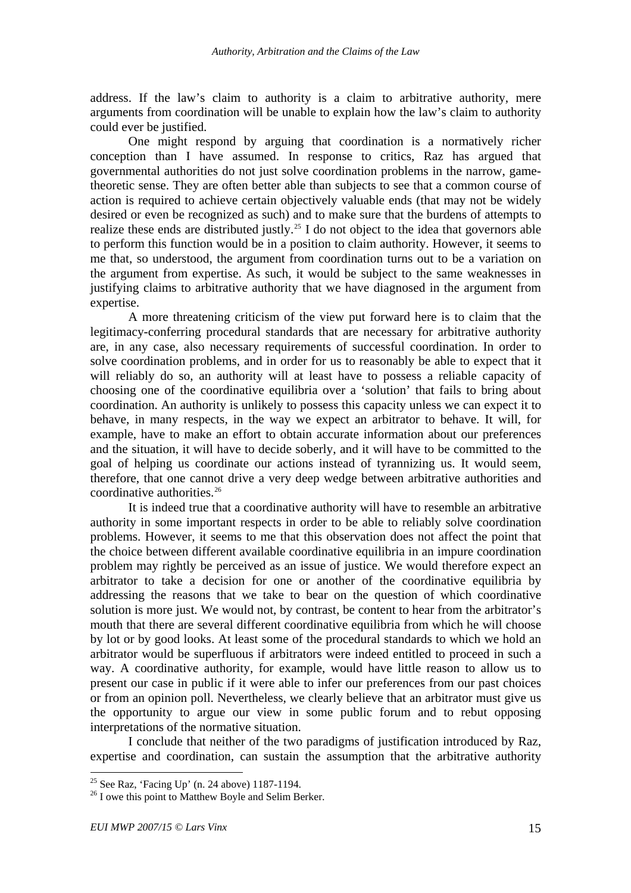address. If the law's claim to authority is a claim to arbitrative authority, mere arguments from coordination will be unable to explain how the law's claim to authority could ever be justified.

One might respond by arguing that coordination is a normatively richer conception than I have assumed. In response to critics, Raz has argued that governmental authorities do not just solve coordination problems in the narrow, game-theoretic sense. They are often better able than subjects to see that a common course of action is required to achieve certain objectively valuable ends (that may not be widely desired or even be recognized as such) and to make sure that the burdens of attempts to realize these ends are distributed justly.[25] I do not object to the idea that governors able to perform this function would be in a position to claim authority. However, it seems to me that, so understood, the argument from coordination turns out to be a variation on the argument from expertise. As such, it would be subject to the same weaknesses in justifying claims to arbitrative authority that we have diagnosed in the argument from expertise.

A more threatening criticism of the view put forward here is to claim that the legitimacy-conferring procedural standards that are necessary for arbitrative authority are, in any case, also necessary requirements of successful coordination. In order to solve coordination problems, and in order for us to reasonably be able to expect that it will reliably do so, an authority will at least have to possess a reliable capacity of choosing one of the coordinative equilibria over a 'solution' that fails to bring about coordination. An authority is unlikely to possess this capacity unless we can expect it to behave, in many respects, in the way we expect an arbitrator to behave. It will, for example, have to make an effort to obtain accurate information about our preferences and the situation, it will have to decide soberly, and it will have to be committed to the goal of helping us coordinate our actions instead of tyrannizing us. It would seem, therefore, that one cannot drive a very deep wedge between arbitrative authorities and coordinative authorities.[26]

It is indeed true that a coordinative authority will have to resemble an arbitrative authority in some important respects in order to be able to reliably solve coordination problems. However, it seems to me that this observation does not affect the point that the choice between different available coordinative equilibria in an impure coordination problem may rightly be perceived as an issue of justice. We would therefore expect an arbitrator to take a decision for one or another of the coordinative equilibria by addressing the reasons that we take to bear on the question of which coordinative solution is more just. We would not, by contrast, be content to hear from the arbitrator's mouth that there are several different coordinative equilibria from which he will choose by lot or by good looks. At least some of the procedural standards to which we hold an arbitrator would be superfluous if arbitrators were indeed entitled to proceed in such a way. A coordinative authority, for example, would have little reason to allow us to present our case in public if it were able to infer our preferences from our past choices or from an opinion poll. Nevertheless, we clearly believe that an arbitrator must give us the opportunity to argue our view in some public forum and to rebut opposing interpretations of the normative situation.

I conclude that neither of the two paradigms of justification introduced by Raz, expertise and coordination, can sustain the assumption that the arbitrative authority

---

[25] See Raz, 'Facing Up' (n. 24 above) 1187-1194.

[26] I owe this point to Matthew Boyle and Selim Berker.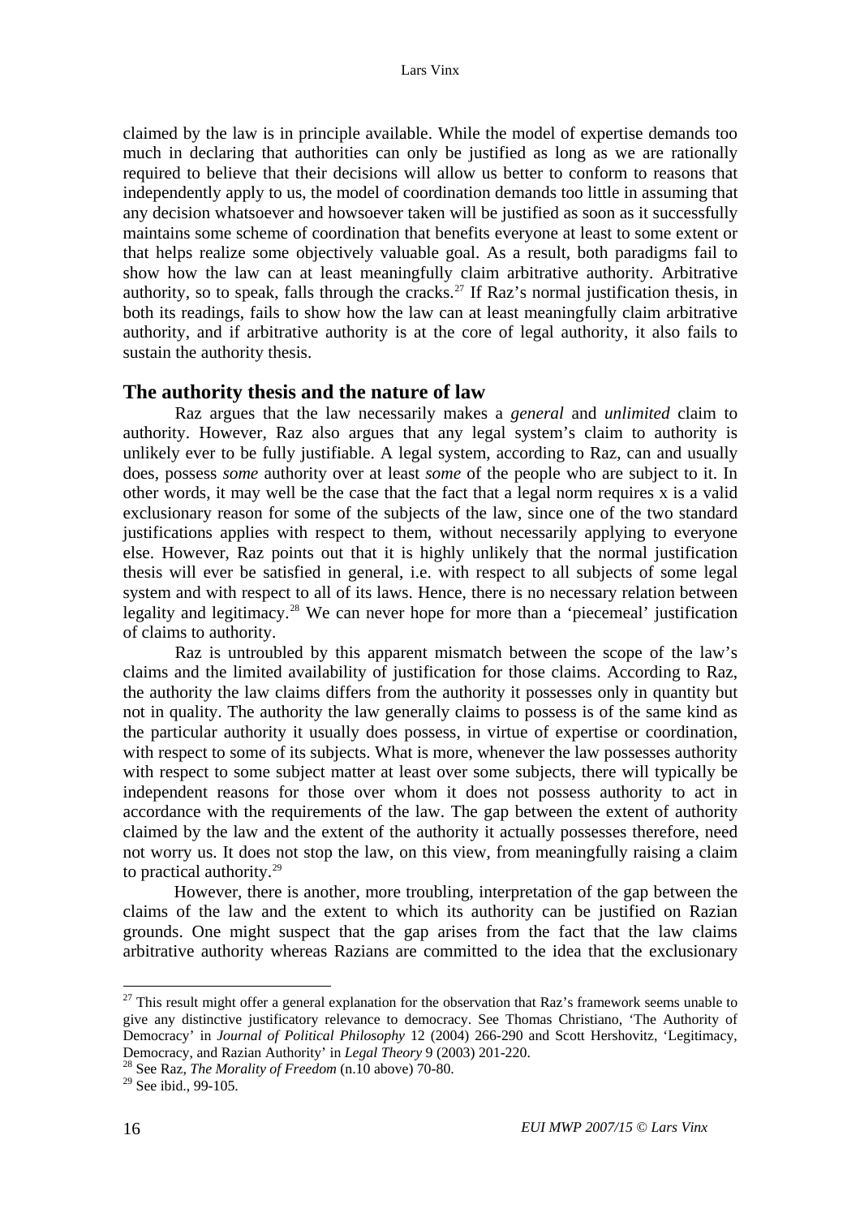claimed by the law is in principle available. While the model of expertise demands too much in declaring that authorities can only be justified as long as we are rationally required to believe that their decisions will allow us better to conform to reasons that independently apply to us, the model of coordination demands too little in assuming that any decision whatsoever and howsoever taken will be justified as soon as it successfully maintains some scheme of coordination that benefits everyone at least to some extent or that helps realize some objectively valuable goal. As a result, both paradigms fail to show how the law can at least meaningfully claim arbitrative authority. Arbitrative authority, so to speak, falls through the cracks.[27] If Raz's normal justification thesis, in both its readings, fails to show how the law can at least meaningfully claim arbitrative authority, and if arbitrative authority is at the core of legal authority, it also fails to sustain the authority thesis.

## The authority thesis and the nature of law

Raz argues that the law necessarily makes a *general* and *unlimited* claim to authority. However, Raz also argues that any legal system's claim to authority is unlikely ever to be fully justifiable. A legal system, according to Raz, can and usually does, possess *some* authority over at least *some* of the people who are subject to it. In other words, it may well be the case that the fact that a legal norm requires x is a valid exclusionary reason for some of the subjects of the law, since one of the two standard justifications applies with respect to them, without necessarily applying to everyone else. However, Raz points out that it is highly unlikely that the normal justification thesis will ever be satisfied in general, i.e. with respect to all subjects of some legal system and with respect to all of its laws. Hence, there is no necessary relation between legality and legitimacy.[28] We can never hope for more than a 'piecemeal' justification of claims to authority.

Raz is untroubled by this apparent mismatch between the scope of the law's claims and the limited availability of justification for those claims. According to Raz, the authority the law claims differs from the authority it possesses only in quantity but not in quality. The authority the law generally claims to possess is of the same kind as the particular authority it usually does possess, in virtue of expertise or coordination, with respect to some of its subjects. What is more, whenever the law possesses authority with respect to some subject matter at least over some subjects, there will typically be independent reasons for those over whom it does not possess authority to act in accordance with the requirements of the law. The gap between the extent of authority claimed by the law and the extent of the authority it actually possesses therefore, need not worry us. It does not stop the law, on this view, from meaningfully raising a claim to practical authority.[29]

However, there is another, more troubling, interpretation of the gap between the claims of the law and the extent to which its authority can be justified on Razian grounds. One might suspect that the gap arises from the fact that the law claims arbitrative authority whereas Razians are committed to the idea that the exclusionary

---

[27] This result might offer a general explanation for the observation that Raz's framework seems unable to give any distinctive justificatory relevance to democracy. See Thomas Christiano, 'The Authority of Democracy' in *Journal of Political Philosophy* 12 (2004) 266-290 and Scott Hershovitz, 'Legitimacy, Democracy, and Razian Authority' in *Legal Theory* 9 (2003) 201-220.

[28] See Raz, *The Morality of Freedom* (n.10 above) 70-80.

[29] See ibid., 99-105.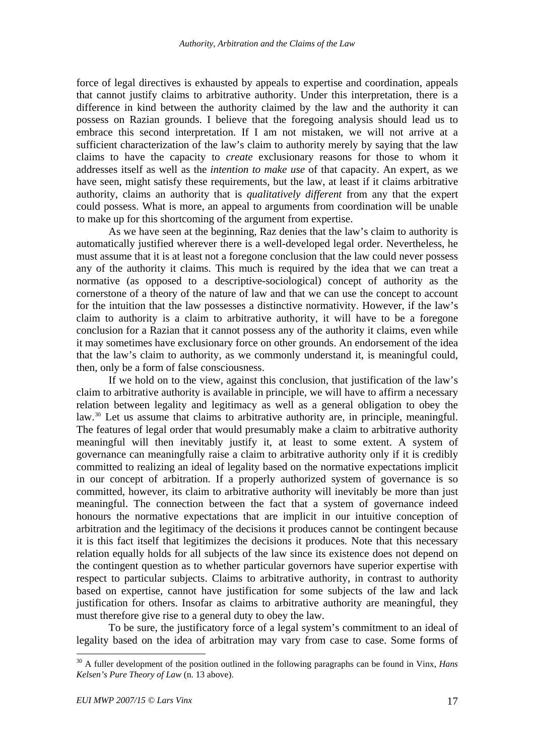force of legal directives is exhausted by appeals to expertise and coordination, appeals that cannot justify claims to arbitrative authority. Under this interpretation, there is a difference in kind between the authority claimed by the law and the authority it can possess on Razian grounds. I believe that the foregoing analysis should lead us to embrace this second interpretation. If I am not mistaken, we will not arrive at a sufficient characterization of the law's claim to authority merely by saying that the law claims to have the capacity to *create* exclusionary reasons for those to whom it addresses itself as well as the *intention to make use* of that capacity. An expert, as we have seen, might satisfy these requirements, but the law, at least if it claims arbitrative authority, claims an authority that is *qualitatively different* from any that the expert could possess. What is more, an appeal to arguments from coordination will be unable to make up for this shortcoming of the argument from expertise.

As we have seen at the beginning, Raz denies that the law's claim to authority is automatically justified wherever there is a well-developed legal order. Nevertheless, he must assume that it is at least not a foregone conclusion that the law could never possess any of the authority it claims. This much is required by the idea that we can treat a normative (as opposed to a descriptive-sociological) concept of authority as the cornerstone of a theory of the nature of law and that we can use the concept to account for the intuition that the law possesses a distinctive normativity. However, if the law's claim to authority is a claim to arbitrative authority, it will have to be a foregone conclusion for a Razian that it cannot possess any of the authority it claims, even while it may sometimes have exclusionary force on other grounds. An endorsement of the idea that the law's claim to authority, as we commonly understand it, is meaningful could, then, only be a form of false consciousness.

If we hold on to the view, against this conclusion, that justification of the law's claim to arbitrative authority is available in principle, we will have to affirm a necessary relation between legality and legitimacy as well as a general obligation to obey the law.[30] Let us assume that claims to arbitrative authority are, in principle, meaningful. The features of legal order that would presumably make a claim to arbitrative authority meaningful will then inevitably justify it, at least to some extent. A system of governance can meaningfully raise a claim to arbitrative authority only if it is credibly committed to realizing an ideal of legality based on the normative expectations implicit in our concept of arbitration. If a properly authorized system of governance is so committed, however, its claim to arbitrative authority will inevitably be more than just meaningful. The connection between the fact that a system of governance indeed honours the normative expectations that are implicit in our intuitive conception of arbitration and the legitimacy of the decisions it produces cannot be contingent because it is this fact itself that legitimizes the decisions it produces. Note that this necessary relation equally holds for all subjects of the law since its existence does not depend on the contingent question as to whether particular governors have superior expertise with respect to particular subjects. Claims to arbitrative authority, in contrast to authority based on expertise, cannot have justification for some subjects of the law and lack justification for others. Insofar as claims to arbitrative authority are meaningful, they must therefore give rise to a general duty to obey the law.

To be sure, the justificatory force of a legal system's commitment to an ideal of legality based on the idea of arbitration may vary from case to case. Some forms of

---

[30] A fuller development of the position outlined in the following paragraphs can be found in Vinx, *Hans Kelsen's Pure Theory of Law* (n. 13 above).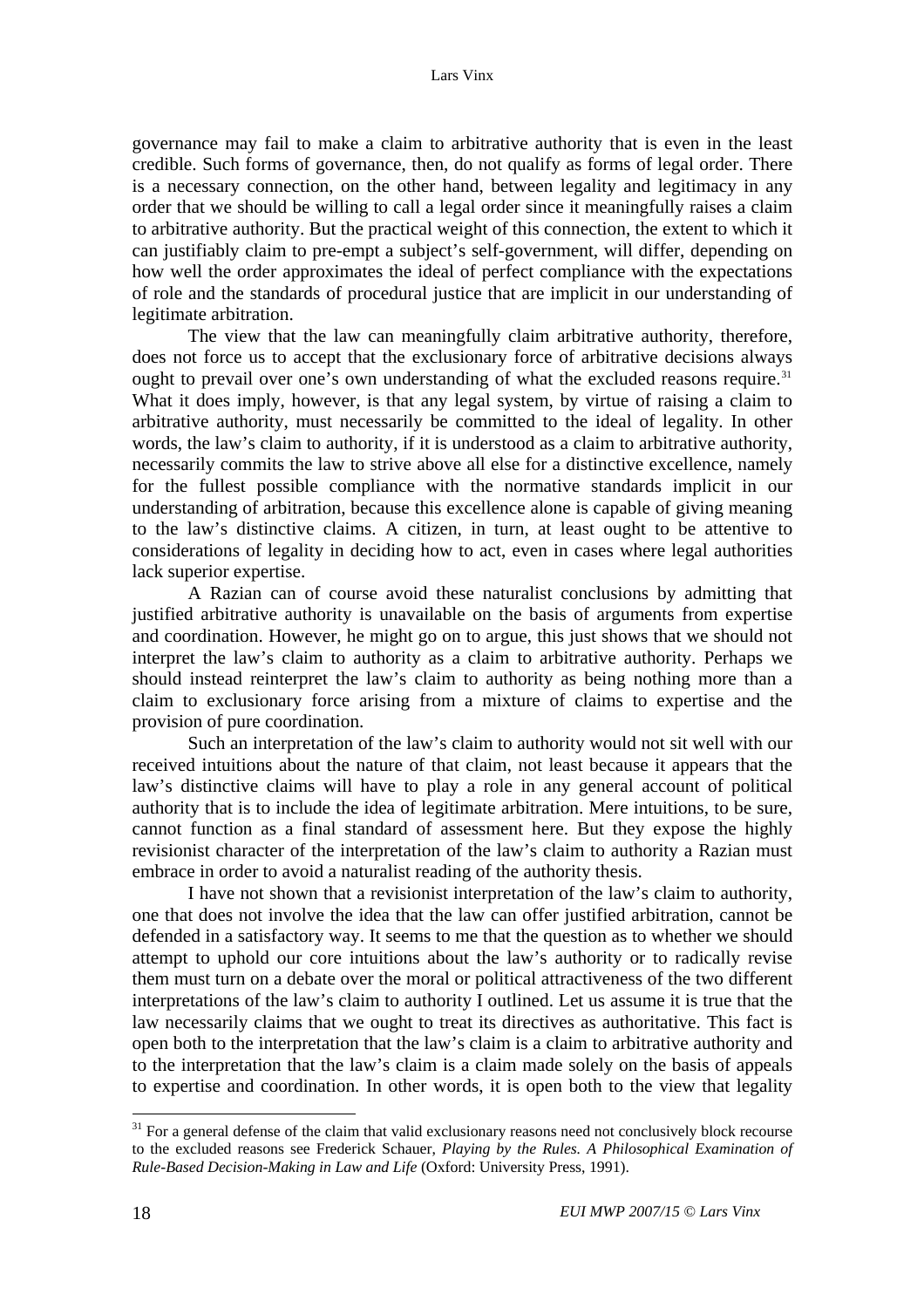governance may fail to make a claim to arbitrative authority that is even in the least credible. Such forms of governance, then, do not qualify as forms of legal order. There is a necessary connection, on the other hand, between legality and legitimacy in any order that we should be willing to call a legal order since it meaningfully raises a claim to arbitrative authority. But the practical weight of this connection, the extent to which it can justifiably claim to pre-empt a subject's self-government, will differ, depending on how well the order approximates the ideal of perfect compliance with the expectations of role and the standards of procedural justice that are implicit in our understanding of legitimate arbitration.

The view that the law can meaningfully claim arbitrative authority, therefore, does not force us to accept that the exclusionary force of arbitrative decisions always ought to prevail over one's own understanding of what the excluded reasons require.[31] What it does imply, however, is that any legal system, by virtue of raising a claim to arbitrative authority, must necessarily be committed to the ideal of legality. In other words, the law's claim to authority, if it is understood as a claim to arbitrative authority, necessarily commits the law to strive above all else for a distinctive excellence, namely for the fullest possible compliance with the normative standards implicit in our understanding of arbitration, because this excellence alone is capable of giving meaning to the law's distinctive claims. A citizen, in turn, at least ought to be attentive to considerations of legality in deciding how to act, even in cases where legal authorities lack superior expertise.

A Razian can of course avoid these naturalist conclusions by admitting that justified arbitrative authority is unavailable on the basis of arguments from expertise and coordination. However, he might go on to argue, this just shows that we should not interpret the law's claim to authority as a claim to arbitrative authority. Perhaps we should instead reinterpret the law's claim to authority as being nothing more than a claim to exclusionary force arising from a mixture of claims to expertise and the provision of pure coordination.

Such an interpretation of the law's claim to authority would not sit well with our received intuitions about the nature of that claim, not least because it appears that the law's distinctive claims will have to play a role in any general account of political authority that is to include the idea of legitimate arbitration. Mere intuitions, to be sure, cannot function as a final standard of assessment here. But they expose the highly revisionist character of the interpretation of the law's claim to authority a Razian must embrace in order to avoid a naturalist reading of the authority thesis.

I have not shown that a revisionist interpretation of the law's claim to authority, one that does not involve the idea that the law can offer justified arbitration, cannot be defended in a satisfactory way. It seems to me that the question as to whether we should attempt to uphold our core intuitions about the law's authority or to radically revise them must turn on a debate over the moral or political attractiveness of the two different interpretations of the law's claim to authority I outlined. Let us assume it is true that the law necessarily claims that we ought to treat its directives as authoritative. This fact is open both to the interpretation that the law's claim is a claim to arbitrative authority and to the interpretation that the law's claim is a claim made solely on the basis of appeals to expertise and coordination. In other words, it is open both to the view that legality

---

[31] For a general defense of the claim that valid exclusionary reasons need not conclusively block recourse to the excluded reasons see Frederick Schauer, *Playing by the Rules. A Philosophical Examination of Rule-Based Decision-Making in Law and Life* (Oxford: University Press, 1991).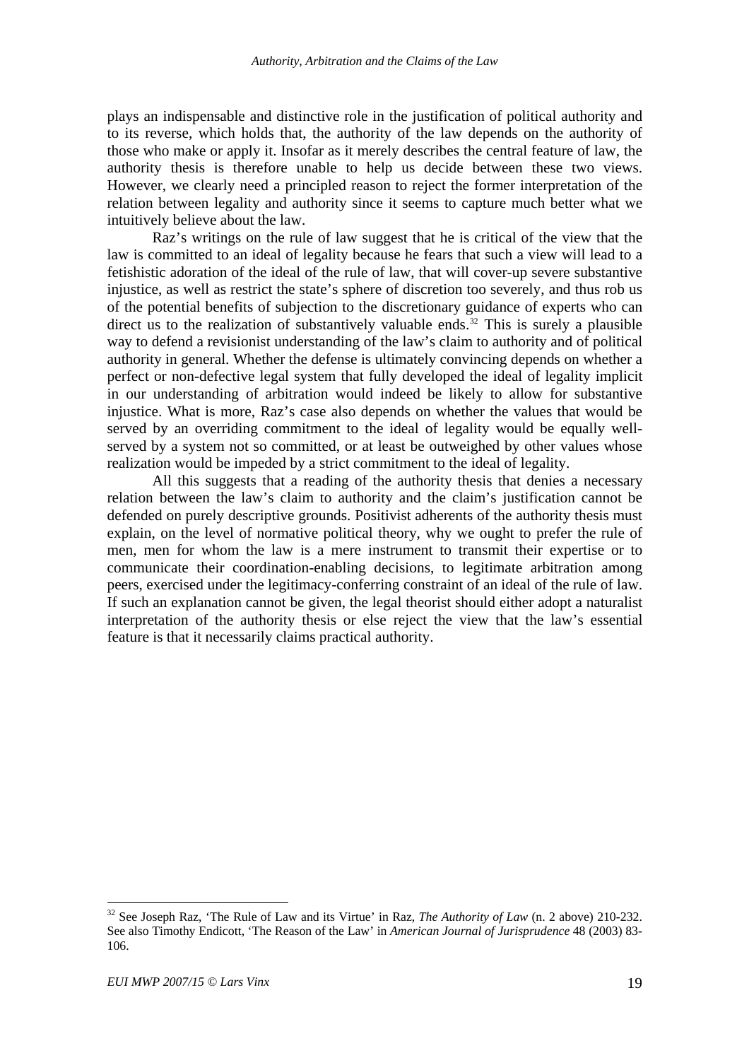plays an indispensable and distinctive role in the justification of political authority and to its reverse, which holds that, the authority of the law depends on the authority of those who make or apply it. Insofar as it merely describes the central feature of law, the authority thesis is therefore unable to help us decide between these two views. However, we clearly need a principled reason to reject the former interpretation of the relation between legality and authority since it seems to capture much better what we intuitively believe about the law.

Raz's writings on the rule of law suggest that he is critical of the view that the law is committed to an ideal of legality because he fears that such a view will lead to a fetishistic adoration of the ideal of the rule of law, that will cover-up severe substantive injustice, as well as restrict the state's sphere of discretion too severely, and thus rob us of the potential benefits of subjection to the discretionary guidance of experts who can direct us to the realization of substantively valuable ends.[32] This is surely a plausible way to defend a revisionist understanding of the law's claim to authority and of political authority in general. Whether the defense is ultimately convincing depends on whether a perfect or non-defective legal system that fully developed the ideal of legality implicit in our understanding of arbitration would indeed be likely to allow for substantive injustice. What is more, Raz's case also depends on whether the values that would be served by an overriding commitment to the ideal of legality would be equally well-served by a system not so committed, or at least be outweighed by other values whose realization would be impeded by a strict commitment to the ideal of legality.

All this suggests that a reading of the authority thesis that denies a necessary relation between the law's claim to authority and the claim's justification cannot be defended on purely descriptive grounds. Positivist adherents of the authority thesis must explain, on the level of normative political theory, why we ought to prefer the rule of men, men for whom the law is a mere instrument to transmit their expertise or to communicate their coordination-enabling decisions, to legitimate arbitration among peers, exercised under the legitimacy-conferring constraint of an ideal of the rule of law. If such an explanation cannot be given, the legal theorist should either adopt a naturalist interpretation of the authority thesis or else reject the view that the law's essential feature is that it necessarily claims practical authority.

---

[32] See Joseph Raz, 'The Rule of Law and its Virtue' in Raz, *The Authority of Law* (n. 2 above) 210-232. See also Timothy Endicott, 'The Reason of the Law' in *American Journal of Jurisprudence* 48 (2003) 83-106.